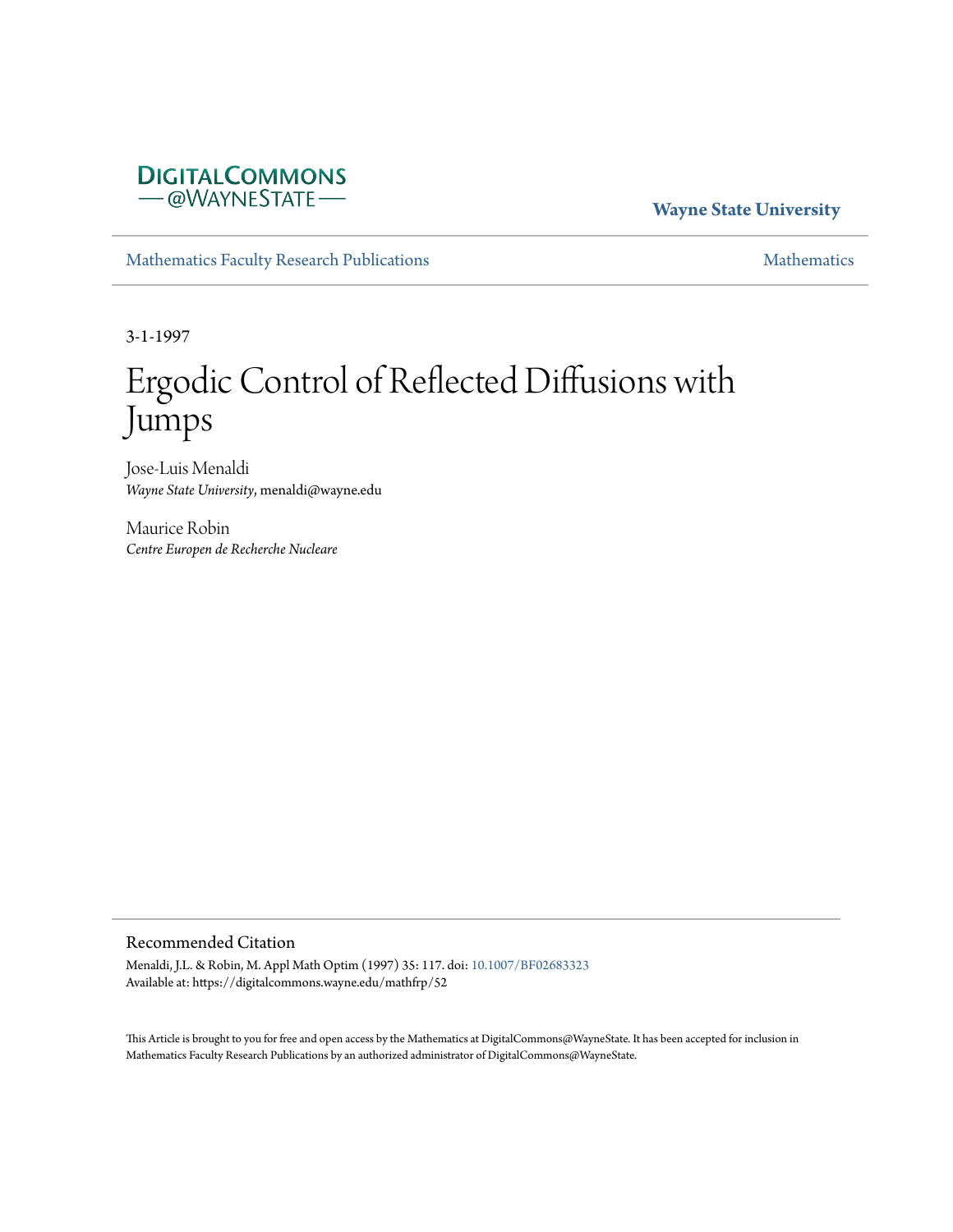DigitalCommons@WayneState

**Wayne State University**

Mathematics Faculty Research Publications

Mathematics

3-1-1997

# Ergodic Control of Reflected Diffusions with Jumps

Jose-Luis Menaldi
*Wayne State University*, menaldi@wayne.edu

Maurice Robin
*Centre Europen de Recherche Nucleare*

## Recommended Citation

Menaldi, J.L. & Robin, M. Appl Math Optim (1997) 35: 117. doi: 10.1007/BF02683323
Available at: https://digitalcommons.wayne.edu/mathfrp/52

This Article is brought to you for free and open access by the Mathematics at DigitalCommons@WayneState. It has been accepted for inclusion in Mathematics Faculty Research Publications by an authorized administrator of DigitalCommons@WayneState.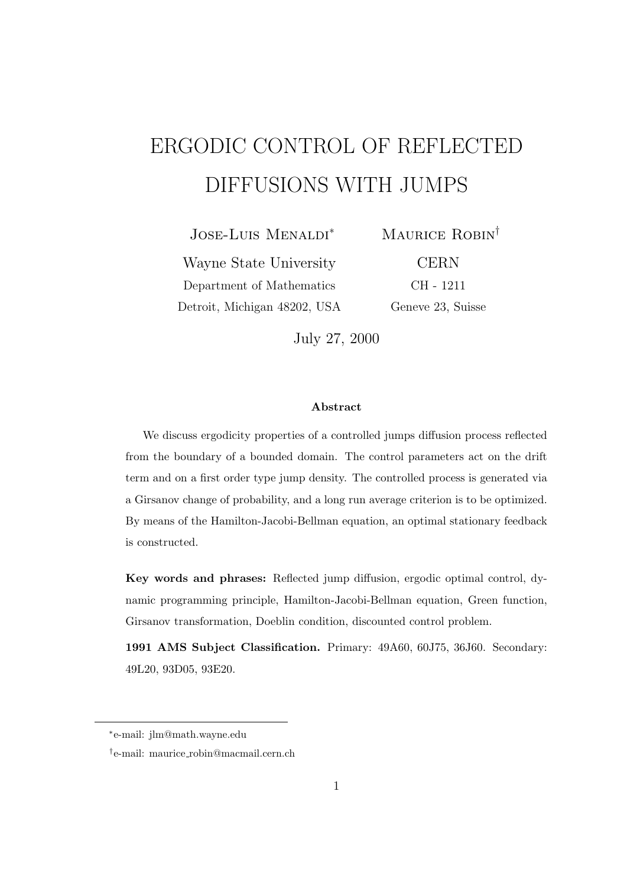# ERGODIC CONTROL OF REFLECTED DIFFUSIONS WITH JUMPS

Jose-Luis Menaldi[*] — Wayne State University, Department of Mathematics, Detroit, Michigan 48202, USA

Maurice Robin[†] — CERN, CH - 1211, Geneve 23, Suisse

July 27, 2000

**Abstract**

We discuss ergodicity properties of a controlled jumps diffusion process reflected from the boundary of a bounded domain. The control parameters act on the drift term and on a first order type jump density. The controlled process is generated via a Girsanov change of probability, and a long run average criterion is to be optimized. By means of the Hamilton-Jacobi-Bellman equation, an optimal stationary feedback is constructed.

**Key words and phrases:** Reflected jump diffusion, ergodic optimal control, dynamic programming principle, Hamilton-Jacobi-Bellman equation, Green function, Girsanov transformation, Doeblin condition, discounted control problem.

**1991 AMS Subject Classification.** Primary: 49A60, 60J75, 36J60. Secondary: 49L20, 93D05, 93E20.

---

[*] e-mail: jlm@math.wayne.edu

[†] e-mail: maurice_robin@macmail.cern.ch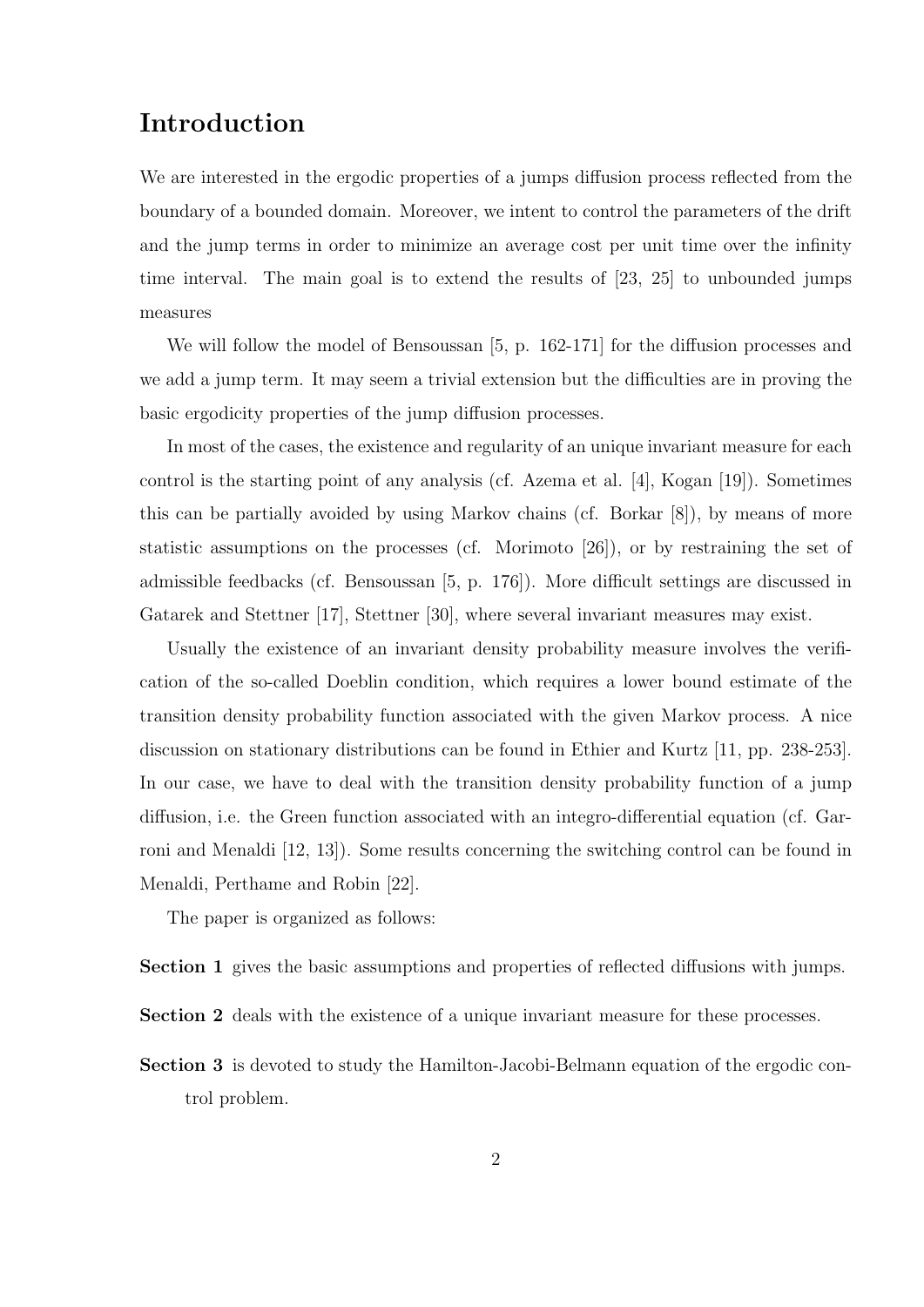# Introduction

We are interested in the ergodic properties of a jumps diffusion process reflected from the boundary of a bounded domain. Moreover, we intent to control the parameters of the drift and the jump terms in order to minimize an average cost per unit time over the infinity time interval. The main goal is to extend the results of [23, 25] to unbounded jumps measures

We will follow the model of Bensoussan [5, p. 162-171] for the diffusion processes and we add a jump term. It may seem a trivial extension but the difficulties are in proving the basic ergodicity properties of the jump diffusion processes.

In most of the cases, the existence and regularity of an unique invariant measure for each control is the starting point of any analysis (cf. Azema et al. [4], Kogan [19]). Sometimes this can be partially avoided by using Markov chains (cf. Borkar [8]), by means of more statistic assumptions on the processes (cf. Morimoto [26]), or by restraining the set of admissible feedbacks (cf. Bensoussan [5, p. 176]). More difficult settings are discussed in Gatarek and Stettner [17], Stettner [30], where several invariant measures may exist.

Usually the existence of an invariant density probability measure involves the verification of the so-called Doeblin condition, which requires a lower bound estimate of the transition density probability function associated with the given Markov process. A nice discussion on stationary distributions can be found in Ethier and Kurtz [11, pp. 238-253]. In our case, we have to deal with the transition density probability function of a jump diffusion, i.e. the Green function associated with an integro-differential equation (cf. Garroni and Menaldi [12, 13]). Some results concerning the switching control can be found in Menaldi, Perthame and Robin [22].

The paper is organized as follows:

**Section 1** gives the basic assumptions and properties of reflected diffusions with jumps.

**Section 2** deals with the existence of a unique invariant measure for these processes.

**Section 3** is devoted to study the Hamilton-Jacobi-Belmann equation of the ergodic control problem.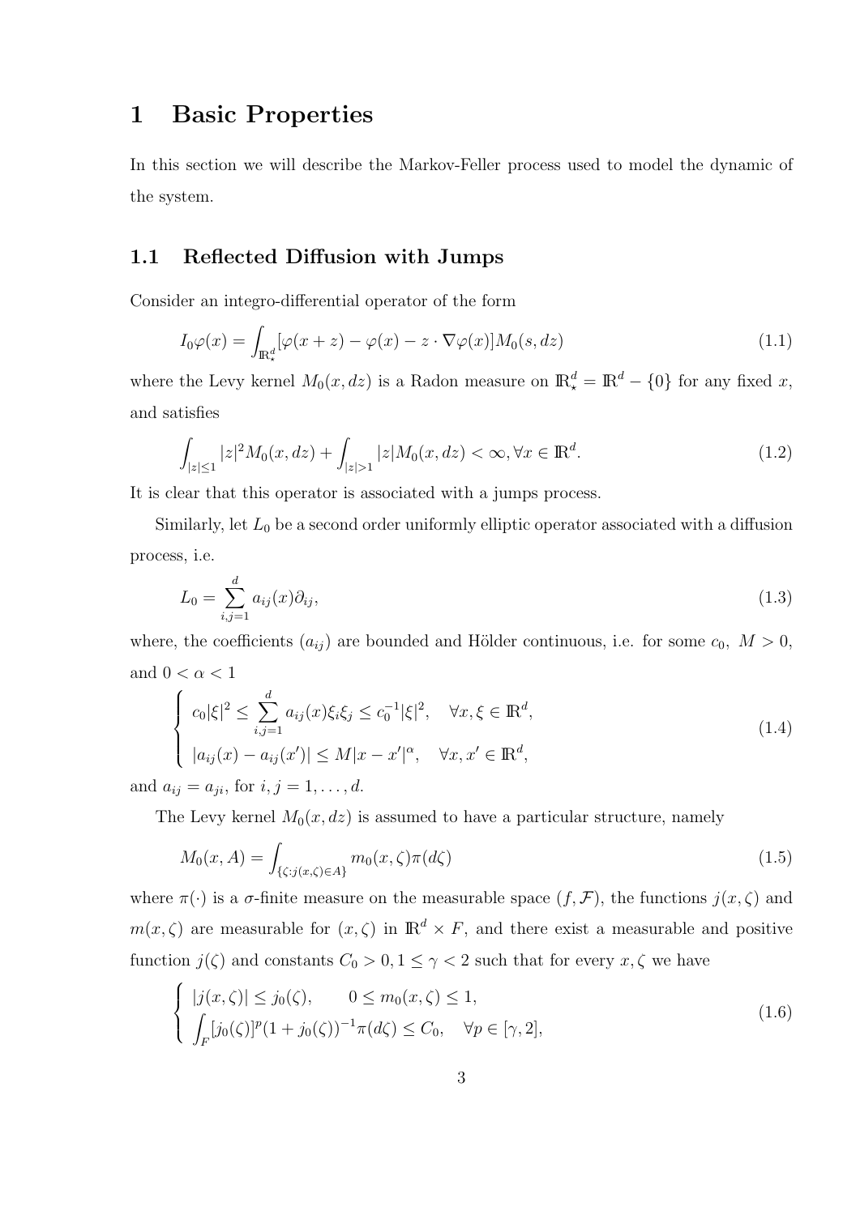# 1 Basic Properties

In this section we will describe the Markov-Feller process used to model the dynamic of the system.

## 1.1 Reflected Diffusion with Jumps

Consider an integro-differential operator of the form

$$I_0\varphi(x) = \int_{\mathbb{R}^d_\star} [\varphi(x+z) - \varphi(x) - z \cdot \nabla\varphi(x)] M_0(s, dz) \tag{1.1}$$

where the Levy kernel $M_0(x, dz)$ is a Radon measure on $\mathbb{R}^d_\star = \mathbb{R}^d - \{0\}$ for any fixed $x$, and satisfies

$$\int_{|z|\leq 1} |z|^2 M_0(x, dz) + \int_{|z|>1} |z| M_0(x, dz) < \infty, \forall x \in \mathbb{R}^d. \tag{1.2}$$

It is clear that this operator is associated with a jumps process.

Similarly, let $L_0$ be a second order uniformly elliptic operator associated with a diffusion process, i.e.

$$L_0 = \sum_{i,j=1}^{d} a_{ij}(x)\partial_{ij}, \tag{1.3}$$

where, the coefficients $(a_{ij})$ are bounded and Hölder continuous, i.e. for some $c_0,\ M > 0$, and $0 < \alpha < 1$

$$\begin{cases} c_0|\xi|^2 \leq \displaystyle\sum_{i,j=1}^{d} a_{ij}(x)\xi_i\xi_j \leq c_0^{-1}|\xi|^2, \quad \forall x, \xi \in \mathbb{R}^d, \\ |a_{ij}(x) - a_{ij}(x')| \leq M|x - x'|^\alpha, \quad \forall x, x' \in \mathbb{R}^d, \end{cases} \tag{1.4}$$

and $a_{ij} = a_{ji}$, for $i, j = 1, \ldots, d$.

The Levy kernel $M_0(x, dz)$ is assumed to have a particular structure, namely

$$M_0(x, A) = \int_{\{\zeta : j(x,\zeta) \in A\}} m_0(x, \zeta)\pi(d\zeta) \tag{1.5}$$

where $\pi(\cdot)$ is a $\sigma$-finite measure on the measurable space $(f, \mathcal{F})$, the functions $j(x, \zeta)$ and $m(x, \zeta)$ are measurable for $(x, \zeta)$ in $\mathbb{R}^d \times F$, and there exist a measurable and positive function $j(\zeta)$ and constants $C_0 > 0, 1 \leq \gamma < 2$ such that for every $x, \zeta$ we have

$$\begin{cases} |j(x, \zeta)| \leq j_0(\zeta), \qquad 0 \leq m_0(x, \zeta) \leq 1, \\ \displaystyle\int_F [j_0(\zeta)]^p (1 + j_0(\zeta))^{-1} \pi(d\zeta) \leq C_0, \quad \forall p \in [\gamma, 2], \end{cases} \tag{1.6}$$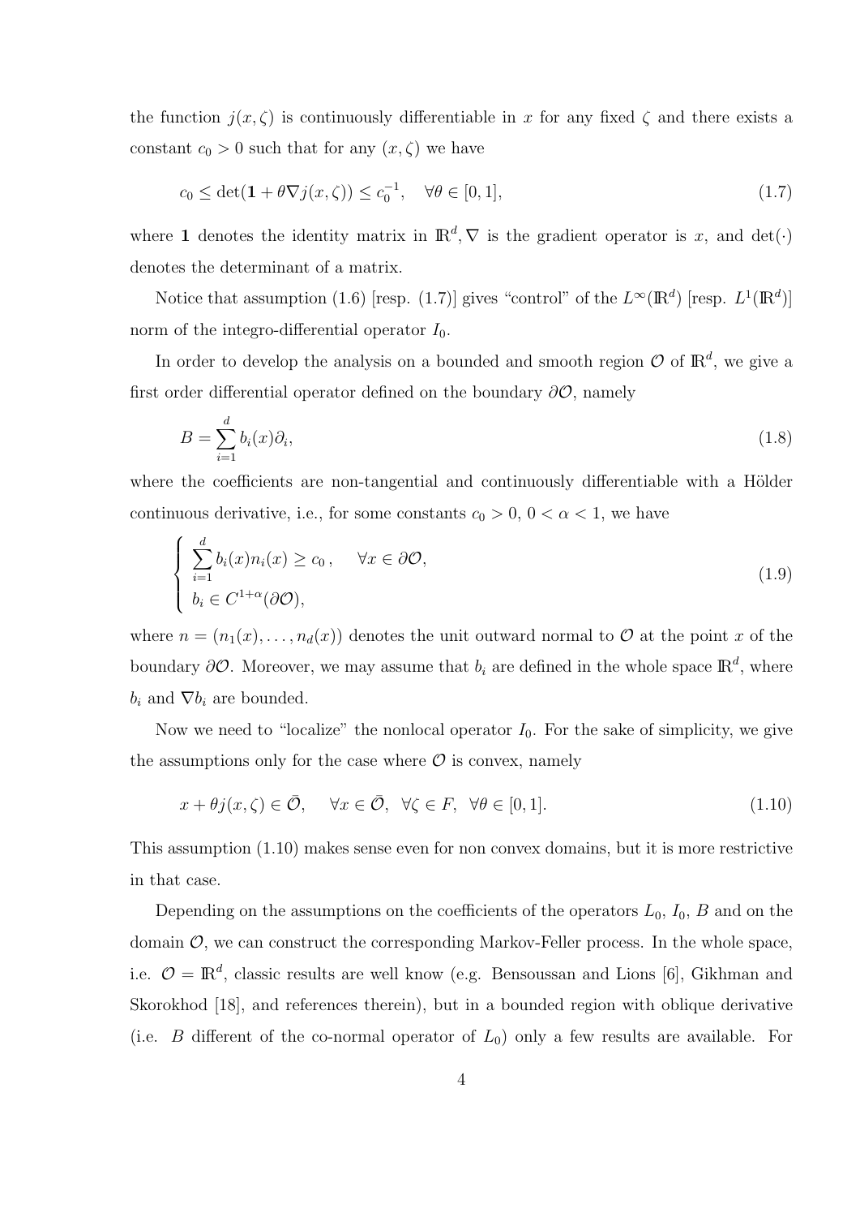the function $j(x, \zeta)$ is continuously differentiable in $x$ for any fixed $\zeta$ and there exists a constant $c_0 > 0$ such that for any $(x, \zeta)$ we have

$$c_0 \leq \det(\mathbf{1} + \theta \nabla j(x, \zeta)) \leq c_0^{-1}, \quad \forall \theta \in [0, 1], \tag{1.7}$$

where $\mathbf{1}$ denotes the identity matrix in $\mathbb{R}^d$, $\nabla$ is the gradient operator is $x$, and $\det(\cdot)$ denotes the determinant of a matrix.

Notice that assumption (1.6) [resp. (1.7)] gives "control" of the $L^\infty(\mathbb{R}^d)$ [resp. $L^1(\mathbb{R}^d)$] norm of the integro-differential operator $I_0$.

In order to develop the analysis on a bounded and smooth region $\mathcal{O}$ of $\mathbb{R}^d$, we give a first order differential operator defined on the boundary $\partial\mathcal{O}$, namely

$$B = \sum_{i=1}^{d} b_i(x) \partial_i, \tag{1.8}$$

where the coefficients are non-tangential and continuously differentiable with a Hölder continuous derivative, i.e., for some constants $c_0 > 0$, $0 < \alpha < 1$, we have

$$\begin{cases} \displaystyle\sum_{i=1}^{d} b_i(x) n_i(x) \geq c_0, & \forall x \in \partial\mathcal{O}, \\ b_i \in C^{1+\alpha}(\partial\mathcal{O}), \end{cases} \tag{1.9}$$

where $n = (n_1(x), \ldots, n_d(x))$ denotes the unit outward normal to $\mathcal{O}$ at the point $x$ of the boundary $\partial\mathcal{O}$. Moreover, we may assume that $b_i$ are defined in the whole space $\mathbb{R}^d$, where $b_i$ and $\nabla b_i$ are bounded.

Now we need to "localize" the nonlocal operator $I_0$. For the sake of simplicity, we give the assumptions only for the case where $\mathcal{O}$ is convex, namely

$$x + \theta j(x, \zeta) \in \bar{\mathcal{O}}, \quad \forall x \in \bar{\mathcal{O}}, \ \forall \zeta \in F, \ \forall \theta \in [0, 1]. \tag{1.10}$$

This assumption (1.10) makes sense even for non convex domains, but it is more restrictive in that case.

Depending on the assumptions on the coefficients of the operators $L_0$, $I_0$, $B$ and on the domain $\mathcal{O}$, we can construct the corresponding Markov-Feller process. In the whole space, i.e. $\mathcal{O} = \mathbb{R}^d$, classic results are well know (e.g. Bensoussan and Lions [6], Gikhman and Skorokhod [18], and references therein), but in a bounded region with oblique derivative (i.e. $B$ different of the co-normal operator of $L_0$) only a few results are available. For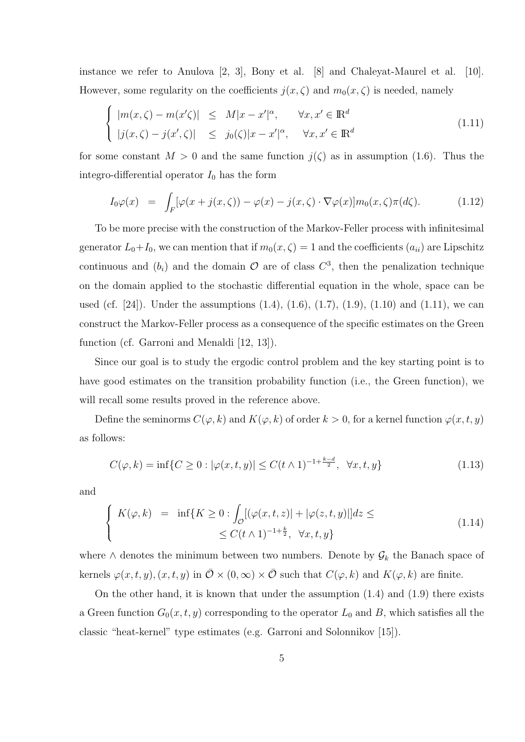instance we refer to Anulova [2, 3], Bony et al. [8] and Chaleyat-Maurel et al. [10]. However, some regularity on the coefficients $j(x,\zeta)$ and $m_0(x,\zeta)$ is needed, namely

$$
\left\{
\begin{array}{rcll}
|m(x,\zeta) - m(x'\zeta)| & \leq & M|x-x'|^{\alpha}, & \forall x, x' \in \mathbb{R}^d \\
|j(x,\zeta) - j(x',\zeta)| & \leq & j_0(\zeta)|x-x'|^{\alpha}, & \forall x, x' \in \mathbb{R}^d
\end{array}
\right.
\tag{1.11}
$$

for some constant $M > 0$ and the same function $j(\zeta)$ as in assumption (1.6). Thus the integro-differential operator $I_0$ has the form

$$
I_0\varphi(x) \;=\; \int_F [\varphi(x + j(x,\zeta)) - \varphi(x) - j(x,\zeta)\cdot\nabla\varphi(x)]m_0(x,\zeta)\pi(d\zeta). \tag{1.12}
$$

To be more precise with the construction of the Markov-Feller process with infinitesimal generator $L_0 + I_0$, we can mention that if $m_0(x,\zeta) = 1$ and the coefficients $(a_{ii})$ are Lipschitz continuous and $(b_i)$ and the domain $\mathcal{O}$ are of class $C^3$, then the penalization technique on the domain applied to the stochastic differential equation in the whole, space can be used (cf. [24]). Under the assumptions (1.4), (1.6), (1.7), (1.9), (1.10) and (1.11), we can construct the Markov-Feller process as a consequence of the specific estimates on the Green function (cf. Garroni and Menaldi [12, 13]).

Since our goal is to study the ergodic control problem and the key starting point is to have good estimates on the transition probability function (i.e., the Green function), we will recall some results proved in the reference above.

Define the seminorms $C(\varphi,k)$ and $K(\varphi,k)$ of order $k > 0$, for a kernel function $\varphi(x,t,y)$ as follows:

$$
C(\varphi,k) = \inf\{C \geq 0 : |\varphi(x,t,y)| \leq C(t\wedge 1)^{-1+\frac{k-d}{2}}, \;\; \forall x,t,y\} \tag{1.13}
$$

and

$$
\left\{
\begin{array}{rcl}
K(\varphi,k) & = & \inf\{K \geq 0 : \displaystyle\int_{\mathcal{O}} [(\varphi(x,t,z)| + |\varphi(z,t,y)|]dz \leq \\
& & \qquad \leq C(t\wedge 1)^{-1+\frac{k}{2}}, \;\; \forall x,t,y\}
\end{array}
\right.
\tag{1.14}
$$

where $\wedge$ denotes the minimum between two numbers. Denote by $\mathcal{G}_k$ the Banach space of kernels $\varphi(x,t,y), (x,t,y)$ in $\bar{\mathcal{O}} \times (0,\infty) \times \bar{\mathcal{O}}$ such that $C(\varphi,k)$ and $K(\varphi,k)$ are finite.

On the other hand, it is known that under the assumption (1.4) and (1.9) there exists a Green function $G_0(x,t,y)$ corresponding to the operator $L_0$ and $B$, which satisfies all the classic "heat-kernel" type estimates (e.g. Garroni and Solonnikov [15]).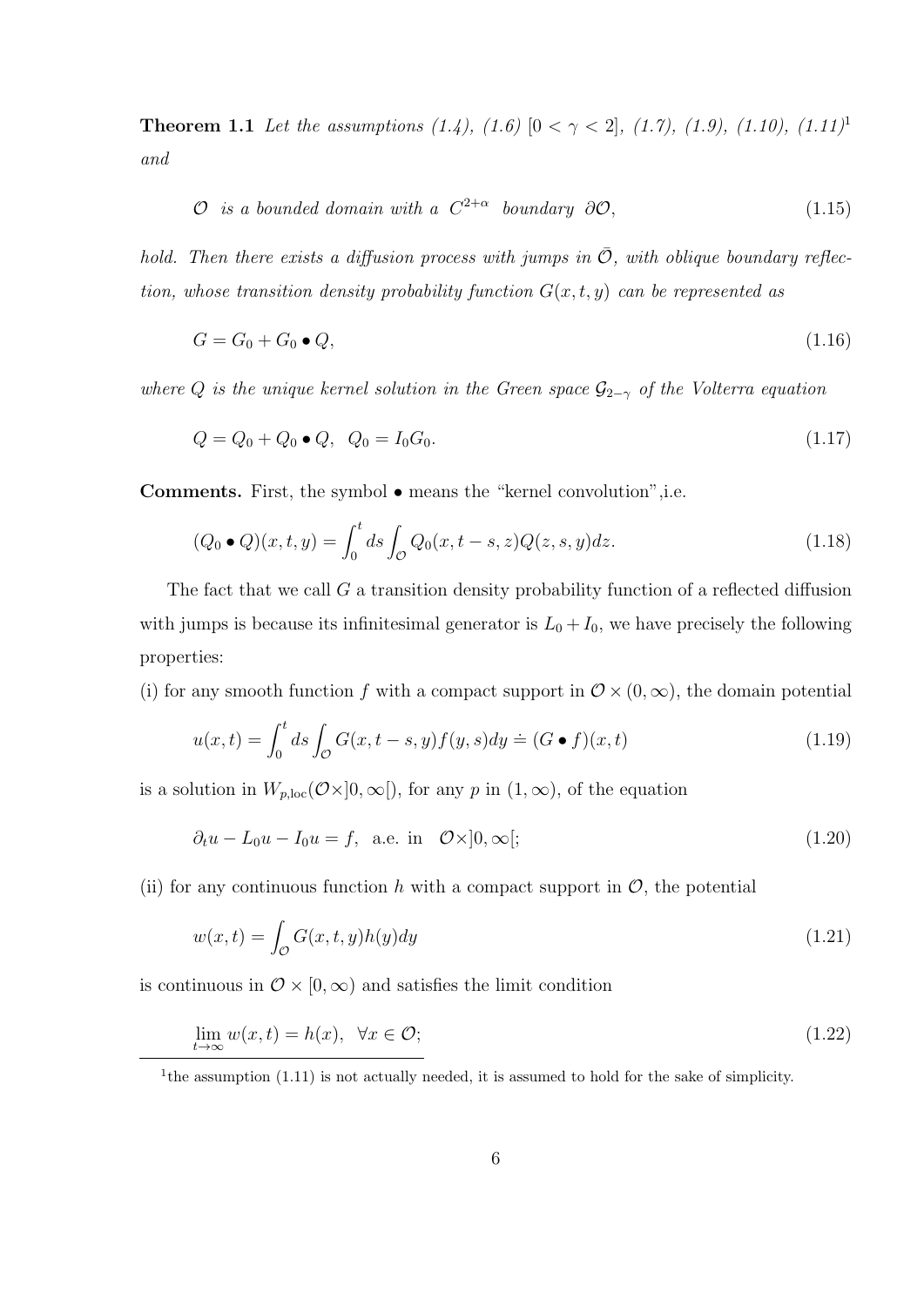**Theorem 1.1** *Let the assumptions (1.4), (1.6) $[0 < \gamma < 2]$, (1.7), (1.9), (1.10), (1.11)*[1] *and*

$$\mathcal{O} \;\; \text{is a bounded domain with a} \;\; C^{2+\alpha} \;\; \text{boundary} \;\; \partial\mathcal{O}, \tag{1.15}$$

*hold. Then there exists a diffusion process with jumps in $\bar{\mathcal{O}}$, with oblique boundary reflection, whose transition density probability function $G(x,t,y)$ can be represented as*

$$G = G_0 + G_0 \bullet Q, \tag{1.16}$$

*where $Q$ is the unique kernel solution in the Green space $\mathcal{G}_{2-\gamma}$ of the Volterra equation*

$$Q = Q_0 + Q_0 \bullet Q, \;\; Q_0 = I_0 G_0. \tag{1.17}$$

**Comments.** First, the symbol $\bullet$ means the "kernel convolution",i.e.

$$(Q_0 \bullet Q)(x,t,y) = \int_0^t ds \int_{\mathcal{O}} Q_0(x, t-s, z) Q(z, s, y) dz. \tag{1.18}$$

The fact that we call $G$ a transition density probability function of a reflected diffusion with jumps is because its infinitesimal generator is $L_0 + I_0$, we have precisely the following properties:

(i) for any smooth function $f$ with a compact support in $\mathcal{O} \times (0, \infty)$, the domain potential

$$u(x,t) = \int_0^t ds \int_{\mathcal{O}} G(x, t-s, y) f(y, s) dy \doteq (G \bullet f)(x,t) \tag{1.19}$$

is a solution in $W_{p,\mathrm{loc}}(\mathcal{O} \times ]0, \infty[)$, for any $p$ in $(1, \infty)$, of the equation

$$\partial_t u - L_0 u - I_0 u = f, \;\; \text{a.e. in} \;\;\; \mathcal{O} \times ]0, \infty[; \tag{1.20}$$

(ii) for any continuous function $h$ with a compact support in $\mathcal{O}$, the potential

$$w(x,t) = \int_{\mathcal{O}} G(x,t,y) h(y) dy \tag{1.21}$$

is continuous in $\mathcal{O} \times [0, \infty)$ and satisfies the limit condition

$$\lim_{t \to \infty} w(x,t) = h(x), \;\; \forall x \in \mathcal{O}; \tag{1.22}$$

[1] the assumption (1.11) is not actually needed, it is assumed to hold for the sake of simplicity.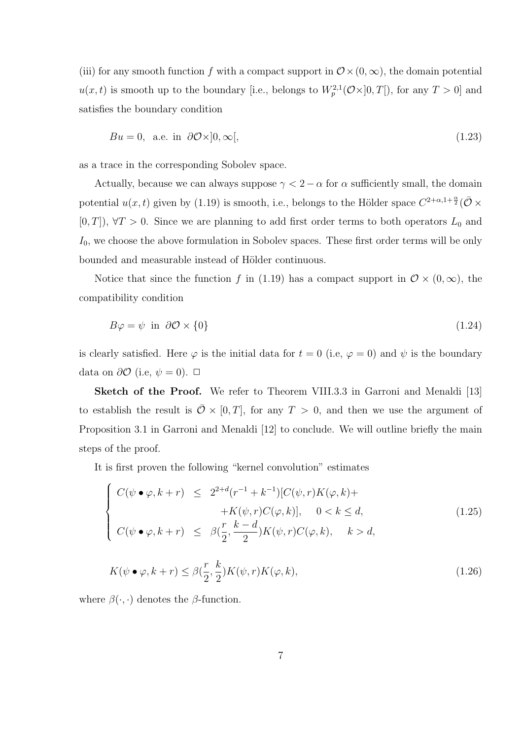(iii) for any smooth function $f$ with a compact support in $\mathcal{O} \times (0, \infty)$, the domain potential $u(x,t)$ is smooth up to the boundary [i.e., belongs to $W_p^{2,1}(\mathcal{O} \times ]0,T[)$, for any $T > 0$] and satisfies the boundary condition

$$Bu = 0, \text{ a.e. in } \partial\mathcal{O} \times ]0, \infty[, \tag{1.23}$$

as a trace in the corresponding Sobolev space.

Actually, because we can always suppose $\gamma < 2 - \alpha$ for $\alpha$ sufficiently small, the domain potential $u(x,t)$ given by (1.19) is smooth, i.e., belongs to the Hölder space $C^{2+\alpha, 1+\frac{\alpha}{2}}(\bar{\mathcal{O}} \times [0,T])$, $\forall T > 0$. Since we are planning to add first order terms to both operators $L_0$ and $I_0$, we choose the above formulation in Sobolev spaces. These first order terms will be only bounded and measurable instead of Hölder continuous.

Notice that since the function $f$ in (1.19) has a compact support in $\mathcal{O} \times (0, \infty)$, the compatibility condition

$$B\varphi = \psi \text{ in } \partial\mathcal{O} \times \{0\} \tag{1.24}$$

is clearly satisfied. Here $\varphi$ is the initial data for $t = 0$ (i.e, $\varphi = 0$) and $\psi$ is the boundary data on $\partial\mathcal{O}$ (i.e, $\psi = 0$). $\square$

**Sketch of the Proof.** We refer to Theorem VIII.3.3 in Garroni and Menaldi [13] to establish the result is $\bar{\mathcal{O}} \times [0,T]$, for any $T > 0$, and then we use the argument of Proposition 3.1 in Garroni and Menaldi [12] to conclude. We will outline briefly the main steps of the proof.

It is first proven the following "kernel convolution" estimates

$$\begin{cases} C(\psi \bullet \varphi, k+r) \le 2^{2+d}(r^{-1} + k^{-1})[C(\psi, r)K(\varphi, k) + \\ \qquad\qquad + K(\psi, r)C(\varphi, k)], \quad 0 < k \le d, \\ C(\psi \bullet \varphi, k+r) \le \beta(\frac{r}{2}, \frac{k-d}{2})K(\psi, r)C(\varphi, k), \quad k > d, \end{cases} \tag{1.25}$$

$$K(\psi \bullet \varphi, k+r) \le \beta(\frac{r}{2}, \frac{k}{2})K(\psi, r)K(\varphi, k), \tag{1.26}$$

where $\beta(\cdot, \cdot)$ denotes the $\beta$-function.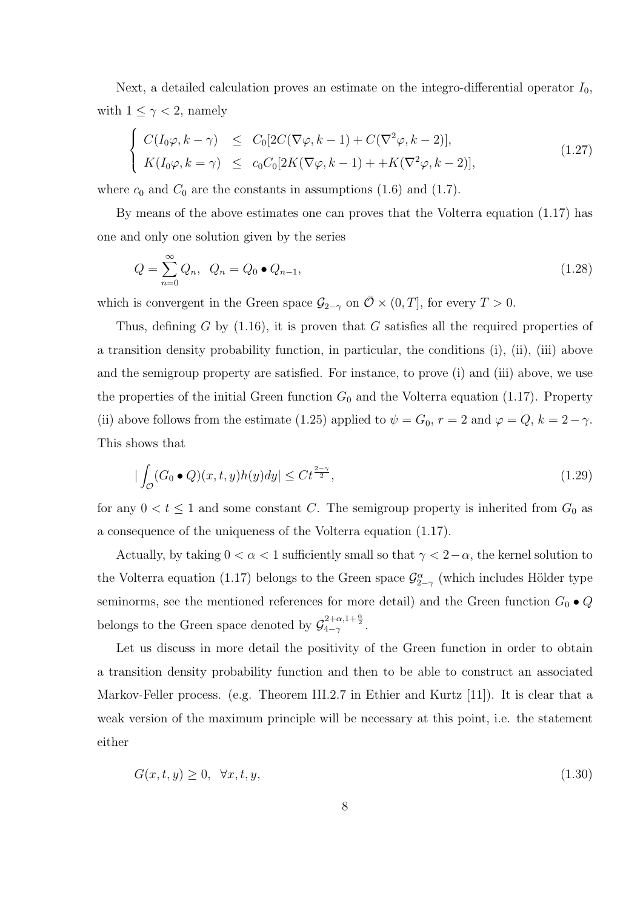Next, a detailed calculation proves an estimate on the integro-differential operator $I_0$, with $1 \leq \gamma < 2$, namely

$$\begin{cases} C(I_0\varphi, k-\gamma) & \leq & C_0[2C(\nabla\varphi, k-1) + C(\nabla^2\varphi, k-2)], \\ K(I_0\varphi, k=\gamma) & \leq & c_0 C_0[2K(\nabla\varphi, k-1) + +K(\nabla^2\varphi, k-2)], \end{cases} \tag{1.27}$$

where $c_0$ and $C_0$ are the constants in assumptions (1.6) and (1.7).

By means of the above estimates one can proves that the Volterra equation (1.17) has one and only one solution given by the series

$$Q = \sum_{n=0}^{\infty} Q_n, \quad Q_n = Q_0 \bullet Q_{n-1}, \tag{1.28}$$

which is convergent in the Green space $\mathcal{G}_{2-\gamma}$ on $\bar{\mathcal{O}} \times (0,T]$, for every $T > 0$.

Thus, defining $G$ by (1.16), it is proven that $G$ satisfies all the required properties of a transition density probability function, in particular, the conditions (i), (ii), (iii) above and the semigroup property are satisfied. For instance, to prove (i) and (iii) above, we use the properties of the initial Green function $G_0$ and the Volterra equation (1.17). Property (ii) above follows from the estimate (1.25) applied to $\psi = G_0$, $r = 2$ and $\varphi = Q$, $k = 2-\gamma$. This shows that

$$\Big| \int_{\mathcal{O}} (G_0 \bullet Q)(x,t,y) h(y) dy \Big| \leq C t^{\frac{2-\gamma}{2}}, \tag{1.29}$$

for any $0 < t \leq 1$ and some constant $C$. The semigroup property is inherited from $G_0$ as a consequence of the uniqueness of the Volterra equation (1.17).

Actually, by taking $0 < \alpha < 1$ sufficiently small so that $\gamma < 2-\alpha$, the kernel solution to the Volterra equation (1.17) belongs to the Green space $\mathcal{G}^{\alpha}_{2-\gamma}$ (which includes Hölder type seminorms, see the mentioned references for more detail) and the Green function $G_0 \bullet Q$ belongs to the Green space denoted by $\mathcal{G}^{2+\alpha,1+\frac{\alpha}{2}}_{4-\gamma}$.

Let us discuss in more detail the positivity of the Green function in order to obtain a transition density probability function and then to be able to construct an associated Markov-Feller process. (e.g. Theorem III.2.7 in Ethier and Kurtz [11]). It is clear that a weak version of the maximum principle will be necessary at this point, i.e. the statement either

$$G(x,t,y) \geq 0, \quad \forall x,t,y, \tag{1.30}$$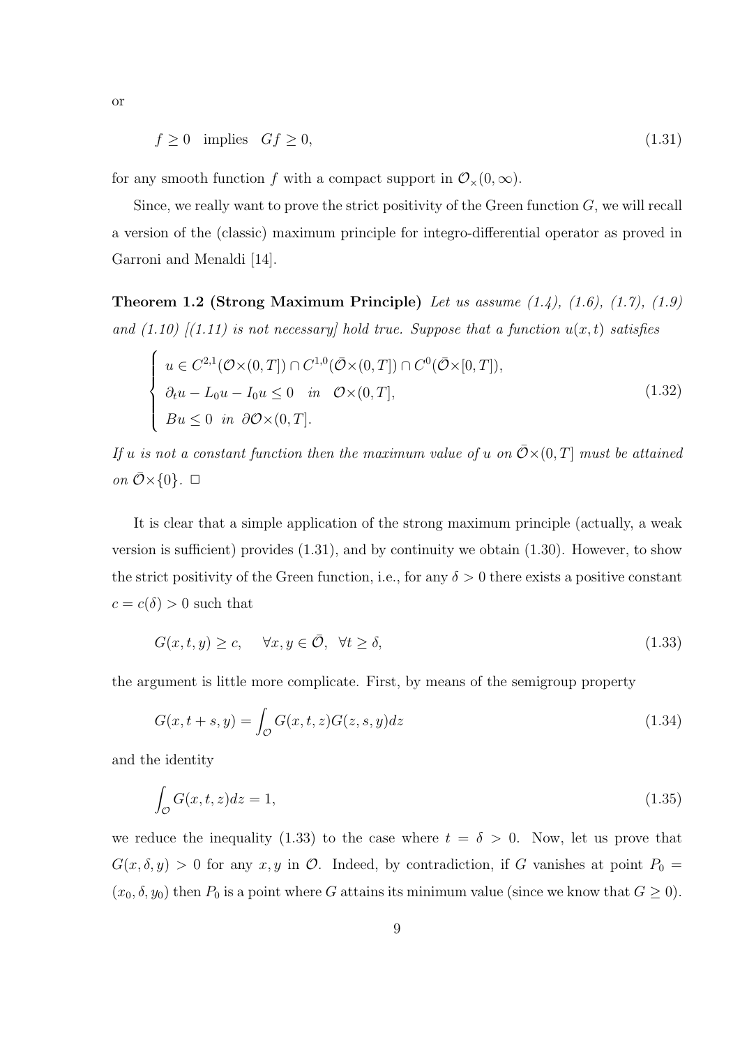or

$$
f \geq 0 \quad \text{implies} \quad Gf \geq 0, \tag{1.31}
$$

for any smooth function $f$ with a compact support in $\mathcal{O}_\times(0,\infty)$.

Since, we really want to prove the strict positivity of the Green function $G$, we will recall a version of the (classic) maximum principle for integro-differential operator as proved in Garroni and Menaldi [14].

**Theorem 1.2 (Strong Maximum Principle)** *Let us assume (1.4), (1.6), (1.7), (1.9) and (1.10) [(1.11) is not necessary] hold true. Suppose that a function $u(x,t)$ satisfies*

$$
\begin{cases}
u \in C^{2,1}(\mathcal{O}\times(0,T]) \cap C^{1,0}(\bar{\mathcal{O}}\times(0,T]) \cap C^0(\bar{\mathcal{O}}\times[0,T]), \\
\partial_t u - L_0 u - I_0 u \leq 0 \quad \text{in} \quad \mathcal{O}\times(0,T], \\
Bu \leq 0 \quad \text{in} \quad \partial\mathcal{O}\times(0,T].
\end{cases} \tag{1.32}
$$

*If $u$ is not a constant function then the maximum value of $u$ on $\bar{\mathcal{O}}\times(0,T]$ must be attained on $\bar{\mathcal{O}}\times\{0\}$.* $\square$

It is clear that a simple application of the strong maximum principle (actually, a weak version is sufficient) provides (1.31), and by continuity we obtain (1.30). However, to show the strict positivity of the Green function, i.e., for any $\delta > 0$ there exists a positive constant $c = c(\delta) > 0$ such that

$$
G(x,t,y) \geq c, \quad \forall x,y \in \bar{\mathcal{O}}, \ \forall t \geq \delta, \tag{1.33}
$$

the argument is little more complicate. First, by means of the semigroup property

$$
G(x,t+s,y) = \int_{\mathcal{O}} G(x,t,z)G(z,s,y)dz \tag{1.34}
$$

and the identity

$$
\int_{\mathcal{O}} G(x,t,z)dz = 1, \tag{1.35}
$$

we reduce the inequality (1.33) to the case where $t = \delta > 0$. Now, let us prove that $G(x,\delta,y) > 0$ for any $x,y$ in $\mathcal{O}$. Indeed, by contradiction, if $G$ vanishes at point $P_0 = (x_0,\delta,y_0)$ then $P_0$ is a point where $G$ attains its minimum value (since we know that $G \geq 0$).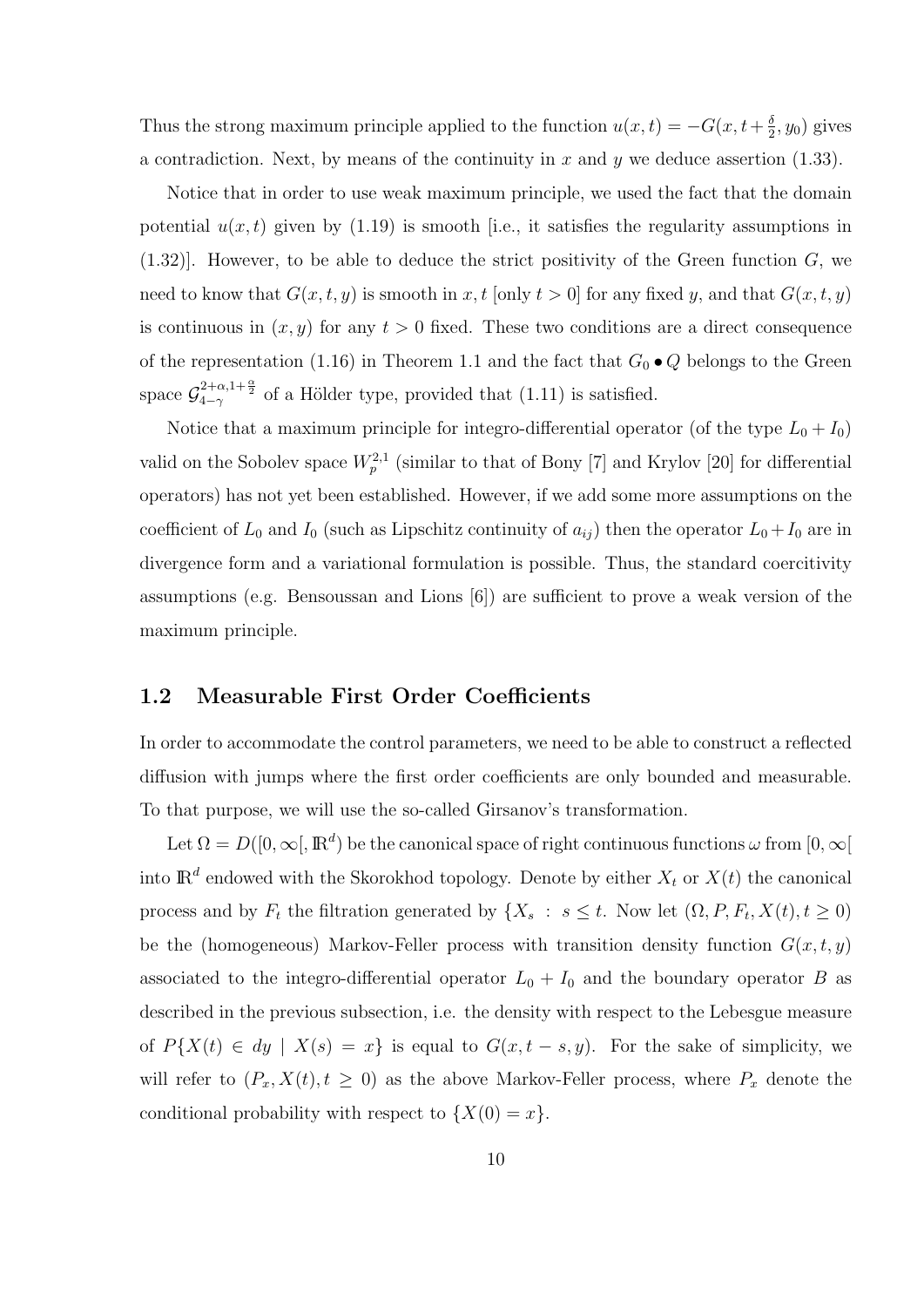Thus the strong maximum principle applied to the function $u(x,t) = -G(x, t + \frac{\delta}{2}, y_0)$ gives a contradiction. Next, by means of the continuity in $x$ and $y$ we deduce assertion (1.33).

Notice that in order to use weak maximum principle, we used the fact that the domain potential $u(x,t)$ given by (1.19) is smooth [i.e., it satisfies the regularity assumptions in (1.32)]. However, to be able to deduce the strict positivity of the Green function $G$, we need to know that $G(x,t,y)$ is smooth in $x, t$ [only $t > 0$] for any fixed $y$, and that $G(x,t,y)$ is continuous in $(x,y)$ for any $t > 0$ fixed. These two conditions are a direct consequence of the representation (1.16) in Theorem 1.1 and the fact that $G_0 \bullet Q$ belongs to the Green space $\mathcal{G}^{2+\alpha, 1+\frac{\alpha}{2}}_{4-\gamma}$ of a Hölder type, provided that (1.11) is satisfied.

Notice that a maximum principle for integro-differential operator (of the type $L_0 + I_0$) valid on the Sobolev space $W^{2,1}_p$ (similar to that of Bony [7] and Krylov [20] for differential operators) has not yet been established. However, if we add some more assumptions on the coefficient of $L_0$ and $I_0$ (such as Lipschitz continuity of $a_{ij}$) then the operator $L_0 + I_0$ are in divergence form and a variational formulation is possible. Thus, the standard coercitivity assumptions (e.g. Bensoussan and Lions [6]) are sufficient to prove a weak version of the maximum principle.

## 1.2 Measurable First Order Coefficients

In order to accommodate the control parameters, we need to be able to construct a reflected diffusion with jumps where the first order coefficients are only bounded and measurable. To that purpose, we will use the so-called Girsanov's transformation.

Let $\Omega = D([0, \infty[, \mathbb{R}^d)$ be the canonical space of right continuous functions $\omega$ from $[0, \infty[$ into $\mathbb{R}^d$ endowed with the Skorokhod topology. Denote by either $X_t$ or $X(t)$ the canonical process and by $F_t$ the filtration generated by $\{X_s \ : \ s \leq t$. Now let $(\Omega, P, F_t, X(t), t \geq 0)$ be the (homogeneous) Markov-Feller process with transition density function $G(x,t,y)$ associated to the integro-differential operator $L_0 + I_0$ and the boundary operator $B$ as described in the previous subsection, i.e. the density with respect to the Lebesgue measure of $P\{X(t) \in dy \mid X(s) = x\}$ is equal to $G(x, t-s, y)$. For the sake of simplicity, we will refer to $(P_x, X(t), t \geq 0)$ as the above Markov-Feller process, where $P_x$ denote the conditional probability with respect to $\{X(0) = x\}$.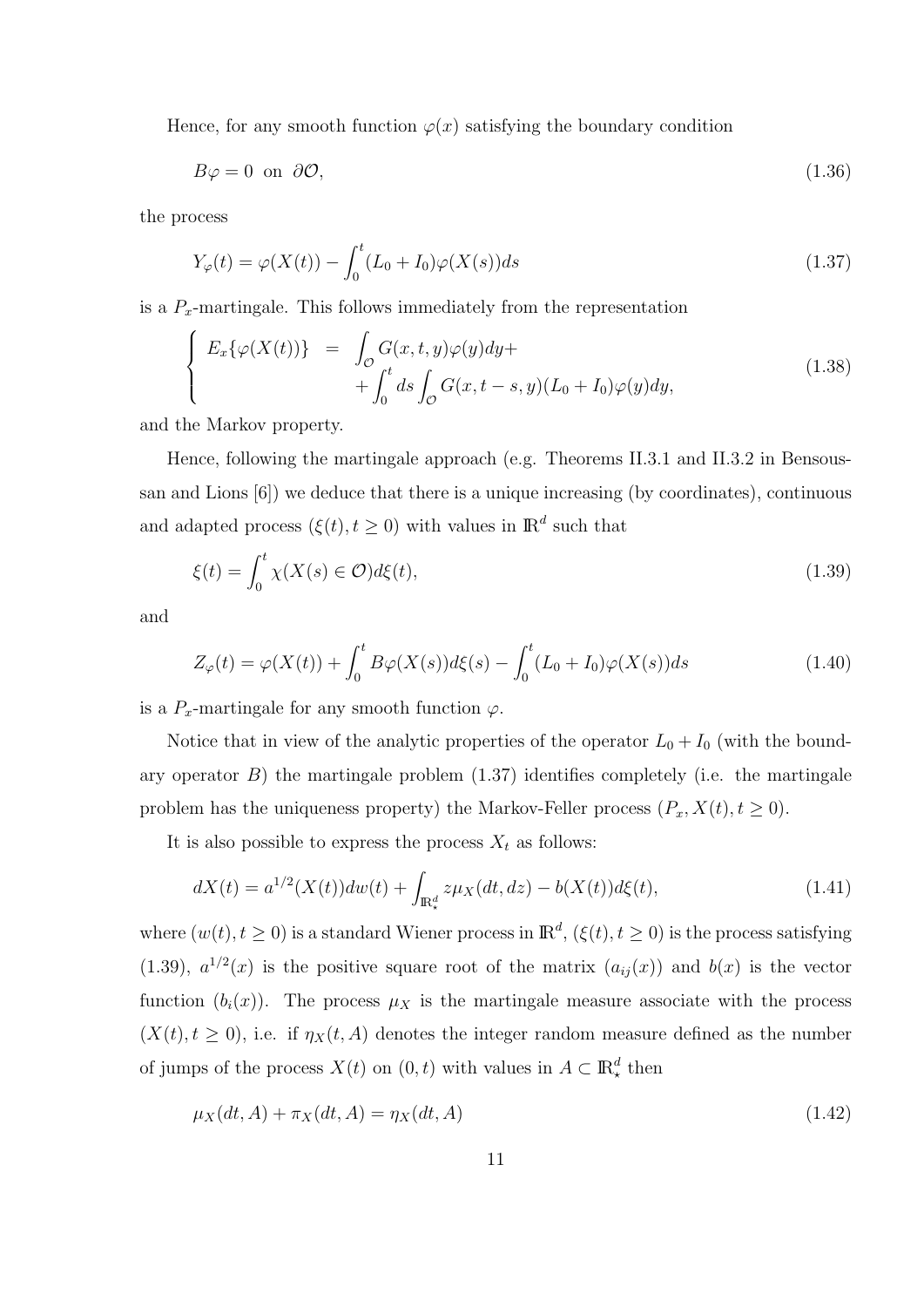Hence, for any smooth function $\varphi(x)$ satisfying the boundary condition

$$B\varphi = 0 \text{ on } \partial\mathcal{O}, \tag{1.36}$$

the process

$$Y_\varphi(t) = \varphi(X(t)) - \int_0^t (L_0 + I_0)\varphi(X(s))ds \tag{1.37}$$

is a $P_x$-martingale. This follows immediately from the representation

$$\begin{cases} E_x\{\varphi(X(t))\} &= \displaystyle\int_{\mathcal{O}} G(x,t,y)\varphi(y)dy + \\ & \quad + \displaystyle\int_0^t ds \int_{\mathcal{O}} G(x,t-s,y)(L_0+I_0)\varphi(y)dy, \end{cases} \tag{1.38}$$

and the Markov property.

Hence, following the martingale approach (e.g. Theorems II.3.1 and II.3.2 in Bensoussan and Lions [6]) we deduce that there is a unique increasing (by coordinates), continuous and adapted process $(\xi(t), t \geq 0)$ with values in $\mathbb{R}^d$ such that

$$\xi(t) = \int_0^t \chi(X(s) \in \mathcal{O})d\xi(t), \tag{1.39}$$

and

$$Z_\varphi(t) = \varphi(X(t)) + \int_0^t B\varphi(X(s))d\xi(s) - \int_0^t (L_0 + I_0)\varphi(X(s))ds \tag{1.40}$$

is a $P_x$-martingale for any smooth function $\varphi$.

Notice that in view of the analytic properties of the operator $L_0 + I_0$ (with the boundary operator $B$) the martingale problem (1.37) identifies completely (i.e. the martingale problem has the uniqueness property) the Markov-Feller process $(P_x, X(t), t \geq 0)$.

It is also possible to express the process $X_t$ as follows:

$$dX(t) = a^{1/2}(X(t))dw(t) + \int_{\mathbb{R}^d_\star} z\mu_X(dt,dz) - b(X(t))d\xi(t), \tag{1.41}$$

where $(w(t), t \geq 0)$ is a standard Wiener process in $\mathbb{R}^d$, $(\xi(t), t \geq 0)$ is the process satisfying (1.39), $a^{1/2}(x)$ is the positive square root of the matrix $(a_{ij}(x))$ and $b(x)$ is the vector function $(b_i(x))$. The process $\mu_X$ is the martingale measure associate with the process $(X(t), t \geq 0)$, i.e. if $\eta_X(t, A)$ denotes the integer random measure defined as the number of jumps of the process $X(t)$ on $(0,t)$ with values in $A \subset \mathbb{R}^d_\star$ then

$$\mu_X(dt, A) + \pi_X(dt, A) = \eta_X(dt, A) \tag{1.42}$$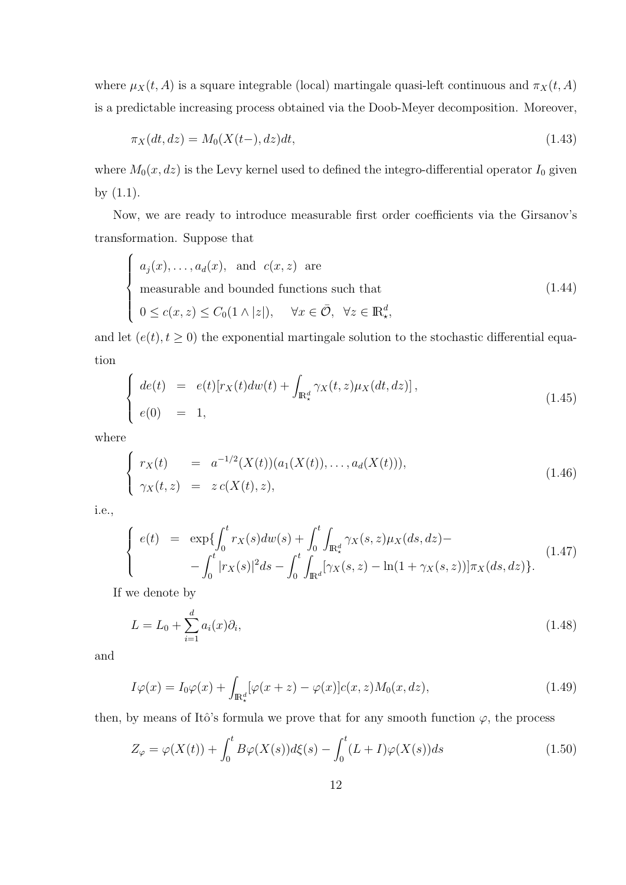where $\mu_X(t, A)$ is a square integrable (local) martingale quasi-left continuous and $\pi_X(t, A)$ is a predictable increasing process obtained via the Doob-Meyer decomposition. Moreover,

$$
\pi_X(dt, dz) = M_0(X(t-), dz)dt, \tag{1.43}
$$

where $M_0(x, dz)$ is the Levy kernel used to defined the integro-differential operator $I_0$ given by (1.1).

Now, we are ready to introduce measurable first order coefficients via the Girsanov's transformation. Suppose that

$$
\begin{cases}
a_j(x), \ldots, a_d(x), \text{ and } c(x, z) \text{ are} \\
\text{measurable and bounded functions such that} \\
0 \le c(x, z) \le C_0(1 \wedge |z|), \quad \forall x \in \bar{\mathcal{O}}, \ \forall z \in \mathbb{R}^d_\star,
\end{cases} \tag{1.44}
$$

and let $(e(t), t \ge 0)$ the exponential martingale solution to the stochastic differential equation

$$
\begin{cases}
de(t) &= e(t)[r_X(t)dw(t) + \int_{\mathbb{R}^d_\star} \gamma_X(t, z)\mu_X(dt, dz)], \\
e(0) &= 1,
\end{cases} \tag{1.45}
$$

where

$$
\begin{cases}
r_X(t) &= a^{-1/2}(X(t))(a_1(X(t)), \ldots, a_d(X(t))), \\
\gamma_X(t, z) &= z\, c(X(t), z),
\end{cases} \tag{1.46}
$$

i.e.,

$$
\begin{cases}
e(t) &= \exp\{\int_0^t r_X(s)dw(s) + \int_0^t \int_{\mathbb{R}^d_\star} \gamma_X(s, z)\mu_X(ds, dz) - \\
& \quad - \int_0^t |r_X(s)|^2 ds - \int_0^t \int_{\mathbb{R}^d} [\gamma_X(s, z) - \ln(1 + \gamma_X(s, z))]\pi_X(ds, dz)\}.
\end{cases} \tag{1.47}
$$

If we denote by

$$
L = L_0 + \sum_{i=1}^d a_i(x)\partial_i, \tag{1.48}
$$

and

$$
I\varphi(x) = I_0\varphi(x) + \int_{\mathbb{R}^d_\star} [\varphi(x + z) - \varphi(x)]c(x, z)M_0(x, dz), \tag{1.49}
$$

then, by means of Itô's formula we prove that for any smooth function $\varphi$, the process

$$
Z_\varphi = \varphi(X(t)) + \int_0^t B\varphi(X(s))d\xi(s) - \int_0^t (L + I)\varphi(X(s))ds \tag{1.50}
$$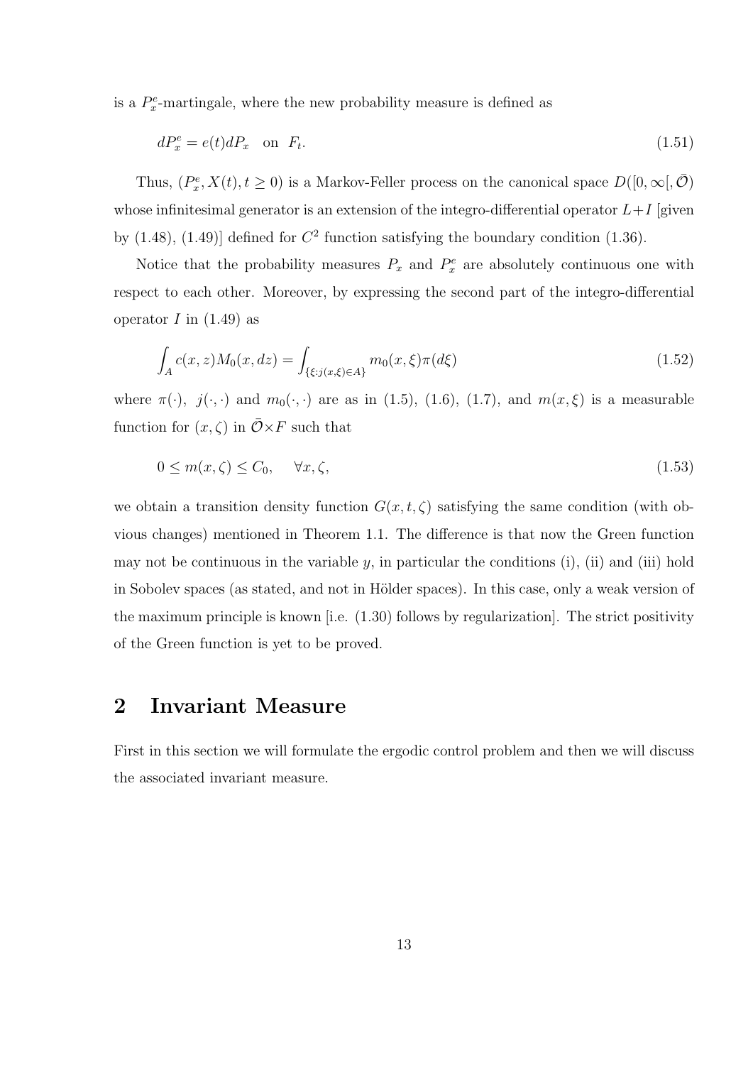is a $P_x^e$-martingale, where the new probability measure is defined as

$$dP_x^e = e(t)dP_x \quad \text{on} \;\; F_t. \tag{1.51}$$

Thus, $(P_x^e, X(t), t \geq 0)$ is a Markov-Feller process on the canonical space $D([0,\infty[, \bar{\mathcal{O}})$ whose infinitesimal generator is an extension of the integro-differential operator $L+I$ [given by (1.48), (1.49)] defined for $C^2$ function satisfying the boundary condition (1.36).

Notice that the probability measures $P_x$ and $P_x^e$ are absolutely continuous one with respect to each other. Moreover, by expressing the second part of the integro-differential operator $I$ in (1.49) as

$$\int_A c(x,z) M_0(x,dz) = \int_{\{\xi : j(x,\xi) \in A\}} m_0(x,\xi)\pi(d\xi) \tag{1.52}$$

where $\pi(\cdot)$, $j(\cdot,\cdot)$ and $m_0(\cdot,\cdot)$ are as in (1.5), (1.6), (1.7), and $m(x,\xi)$ is a measurable function for $(x,\zeta)$ in $\bar{\mathcal{O}} \times F$ such that

$$0 \leq m(x,\zeta) \leq C_0, \quad \forall x, \zeta, \tag{1.53}$$

we obtain a transition density function $G(x,t,\zeta)$ satisfying the same condition (with obvious changes) mentioned in Theorem 1.1. The difference is that now the Green function may not be continuous in the variable $y$, in particular the conditions (i), (ii) and (iii) hold in Sobolev spaces (as stated, and not in Hölder spaces). In this case, only a weak version of the maximum principle is known [i.e. (1.30) follows by regularization]. The strict positivity of the Green function is yet to be proved.

# 2 Invariant Measure

First in this section we will formulate the ergodic control problem and then we will discuss the associated invariant measure.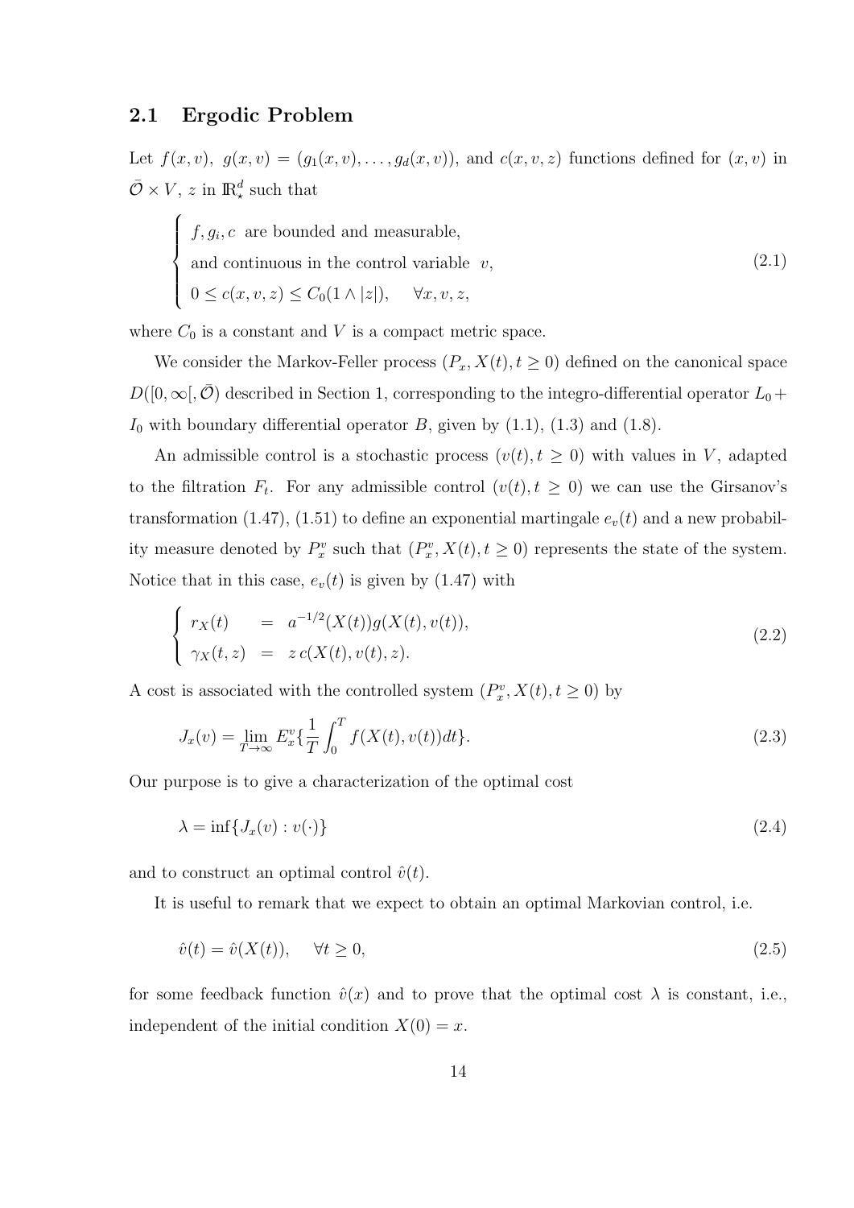### 2.1 Ergodic Problem

Let $f(x,v)$, $g(x,v) = (g_1(x,v), \ldots, g_d(x,v))$, and $c(x,v,z)$ functions defined for $(x,v)$ in $\bar{\mathcal{O}} \times V$, $z$ in $\mathbb{R}^d_\star$ such that

$$
\begin{cases}
f, g_i, c \ \text{ are bounded and measurable,} \\
\text{and continuous in the control variable } \ v, \\
0 \leq c(x,v,z) \leq C_0(1 \wedge |z|), \quad \forall x, v, z,
\end{cases}
\tag{2.1}
$$

where $C_0$ is a constant and $V$ is a compact metric space.

We consider the Markov-Feller process $(P_x, X(t), t \geq 0)$ defined on the canonical space $D([0,\infty[, \bar{\mathcal{O}})$ described in Section 1, corresponding to the integro-differential operator $L_0 + I_0$ with boundary differential operator $B$, given by (1.1), (1.3) and (1.8).

An admissible control is a stochastic process $(v(t), t \geq 0)$ with values in $V$, adapted to the filtration $F_t$. For any admissible control $(v(t), t \geq 0)$ we can use the Girsanov's transformation (1.47), (1.51) to define an exponential martingale $e_v(t)$ and a new probability measure denoted by $P^v_x$ such that $(P^v_x, X(t), t \geq 0)$ represents the state of the system. Notice that in this case, $e_v(t)$ is given by (1.47) with

$$
\begin{cases}
r_X(t) &= a^{-1/2}(X(t)) g(X(t), v(t)), \\
\gamma_X(t,z) &= z\, c(X(t), v(t), z).
\end{cases}
\tag{2.2}
$$

A cost is associated with the controlled system $(P^v_x, X(t), t \geq 0)$ by

$$
J_x(v) = \lim_{T \to \infty} E^v_x \{ \frac{1}{T} \int_0^T f(X(t), v(t)) dt \}.
\tag{2.3}
$$

Our purpose is to give a characterization of the optimal cost

$$
\lambda = \inf \{ J_x(v) : v(\cdot) \}
\tag{2.4}
$$

and to construct an optimal control $\hat{v}(t)$.

It is useful to remark that we expect to obtain an optimal Markovian control, i.e.

$$
\hat{v}(t) = \hat{v}(X(t)), \quad \forall t \geq 0,
\tag{2.5}
$$

for some feedback function $\hat{v}(x)$ and to prove that the optimal cost $\lambda$ is constant, i.e., independent of the initial condition $X(0) = x$.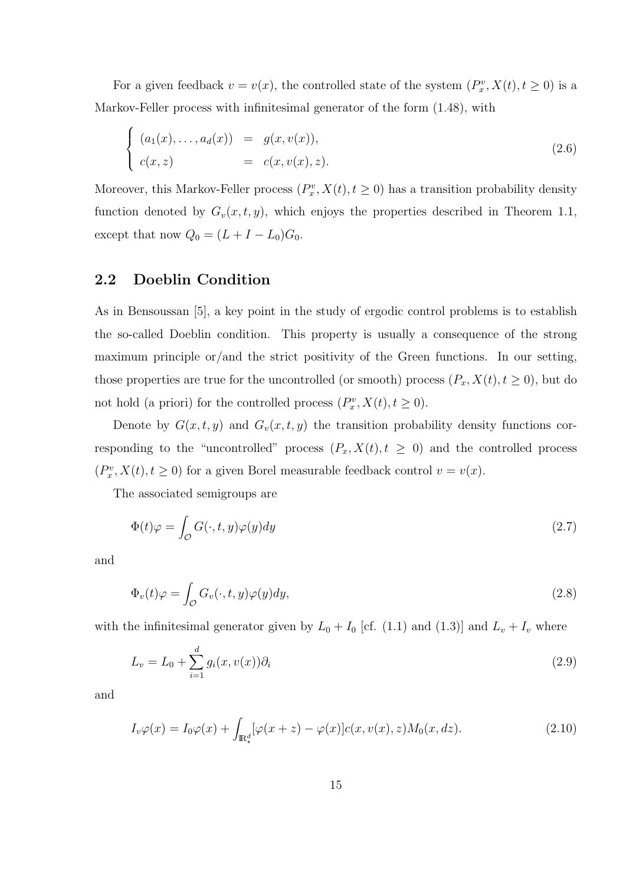For a given feedback $v = v(x)$, the controlled state of the system $(P_x^v, X(t), t \geq 0)$ is a Markov-Feller process with infinitesimal generator of the form (1.48), with

$$
\begin{cases} (a_1(x), \dots, a_d(x)) &= g(x, v(x)), \\ c(x, z) &= c(x, v(x), z). \end{cases} \tag{2.6}
$$

Moreover, this Markov-Feller process $(P_x^v, X(t), t \geq 0)$ has a transition probability density function denoted by $G_v(x, t, y)$, which enjoys the properties described in Theorem 1.1, except that now $Q_0 = (L + I - L_0)G_0$.

## 2.2 Doeblin Condition

As in Bensoussan [5], a key point in the study of ergodic control problems is to establish the so-called Doeblin condition. This property is usually a consequence of the strong maximum principle or/and the strict positivity of the Green functions. In our setting, those properties are true for the uncontrolled (or smooth) process $(P_x, X(t), t \geq 0)$, but do not hold (a priori) for the controlled process $(P_x^v, X(t), t \geq 0)$.

Denote by $G(x, t, y)$ and $G_v(x, t, y)$ the transition probability density functions corresponding to the "uncontrolled" process $(P_x, X(t), t \geq 0)$ and the controlled process $(P_x^v, X(t), t \geq 0)$ for a given Borel measurable feedback control $v = v(x)$.

The associated semigroups are

$$
\Phi(t)\varphi = \int_{\mathcal{O}} G(\cdot, t, y)\varphi(y)dy \tag{2.7}
$$

and

$$
\Phi_v(t)\varphi = \int_{\mathcal{O}} G_v(\cdot, t, y)\varphi(y)dy, \tag{2.8}
$$

with the infinitesimal generator given by $L_0 + I_0$ [cf. (1.1) and (1.3)] and $L_v + I_v$ where

$$
L_v = L_0 + \sum_{i=1}^{d} g_i(x, v(x))\partial_i \tag{2.9}
$$

and

$$
I_v\varphi(x) = I_0\varphi(x) + \int_{\mathbb{R}_*^d} [\varphi(x + z) - \varphi(x)]c(x, v(x), z)M_0(x, dz). \tag{2.10}
$$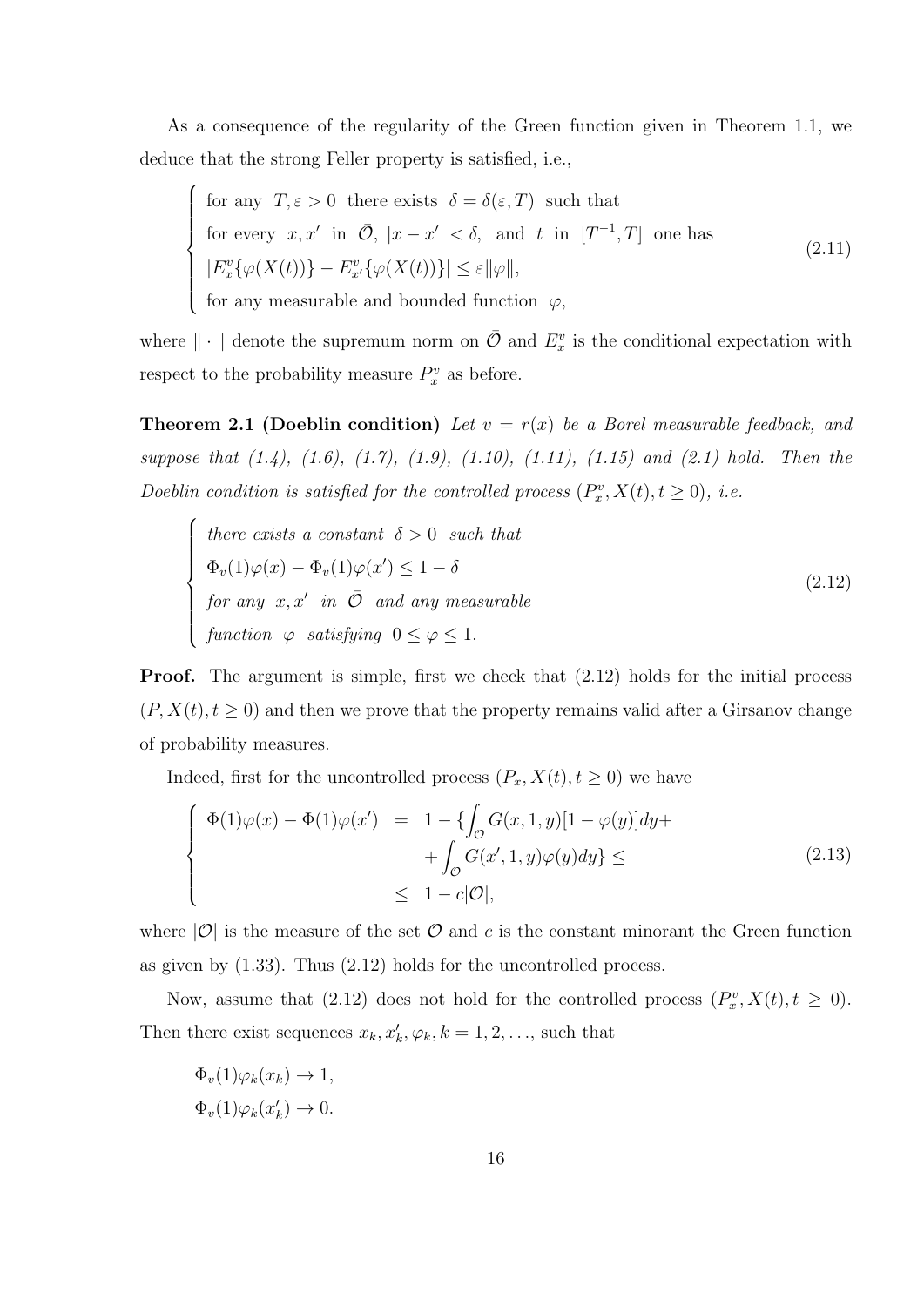As a consequence of the regularity of the Green function given in Theorem 1.1, we deduce that the strong Feller property is satisfied, i.e.,

$$
\begin{cases}
\text{for any } \ T, \varepsilon > 0 \ \text{ there exists } \ \delta = \delta(\varepsilon, T) \ \text{ such that} \\
\text{for every } \ x, x' \ \text{ in } \ \bar{\mathcal{O}}, \ |x - x'| < \delta, \ \text{ and } \ t \ \text{ in } \ [T^{-1}, T] \ \text{ one has} \\
|E_x^v\{\varphi(X(t))\} - E_{x'}^v\{\varphi(X(t))\}| \leq \varepsilon \|\varphi\|, \\
\text{for any measurable and bounded function } \ \varphi,
\end{cases}
\tag{2.11}
$$

where $\|\cdot\|$ denote the supremum norm on $\bar{\mathcal{O}}$ and $E_x^v$ is the conditional expectation with respect to the probability measure $P_x^v$ as before.

**Theorem 2.1 (Doeblin condition)** *Let $v = r(x)$ be a Borel measurable feedback, and suppose that (1.4), (1.6), (1.7), (1.9), (1.10), (1.11), (1.15) and (2.1) hold. Then the Doeblin condition is satisfied for the controlled process $(P_x^v, X(t), t \geq 0)$, i.e.*

$$
\begin{cases}
\textit{there exists a constant } \ \delta > 0 \ \textit{ such that} \\
\Phi_v(1)\varphi(x) - \Phi_v(1)\varphi(x') \leq 1 - \delta \\
\textit{for any } \ x, x' \ \textit{ in } \ \bar{\mathcal{O}} \ \textit{ and any measurable} \\
\textit{function } \ \varphi \ \textit{ satisfying } \ 0 \leq \varphi \leq 1.
\end{cases}
\tag{2.12}
$$

**Proof.** The argument is simple, first we check that (2.12) holds for the initial process $(P, X(t), t \geq 0)$ and then we prove that the property remains valid after a Girsanov change of probability measures.

Indeed, first for the uncontrolled process $(P_x, X(t), t \geq 0)$ we have

$$
\begin{cases}
\Phi(1)\varphi(x) - \Phi(1)\varphi(x') & = & 1 - \{\int_{\mathcal{O}} G(x, 1, y)[1 - \varphi(y)]dy + \\
& & + \int_{\mathcal{O}} G(x', 1, y)\varphi(y)dy\} \leq \\
& \leq & 1 - c|\mathcal{O}|,
\end{cases}
\tag{2.13}
$$

where $|\mathcal{O}|$ is the measure of the set $\mathcal{O}$ and $c$ is the constant minorant the Green function as given by (1.33). Thus (2.12) holds for the uncontrolled process.

Now, assume that (2.12) does not hold for the controlled process $(P_x^v, X(t), t \geq 0)$. Then there exist sequences $x_k, x_k', \varphi_k, k = 1, 2, \ldots$, such that

$$
\Phi_v(1)\varphi_k(x_k) \to 1,
$$

$$
\Phi_v(1)\varphi_k(x_k') \to 0.
$$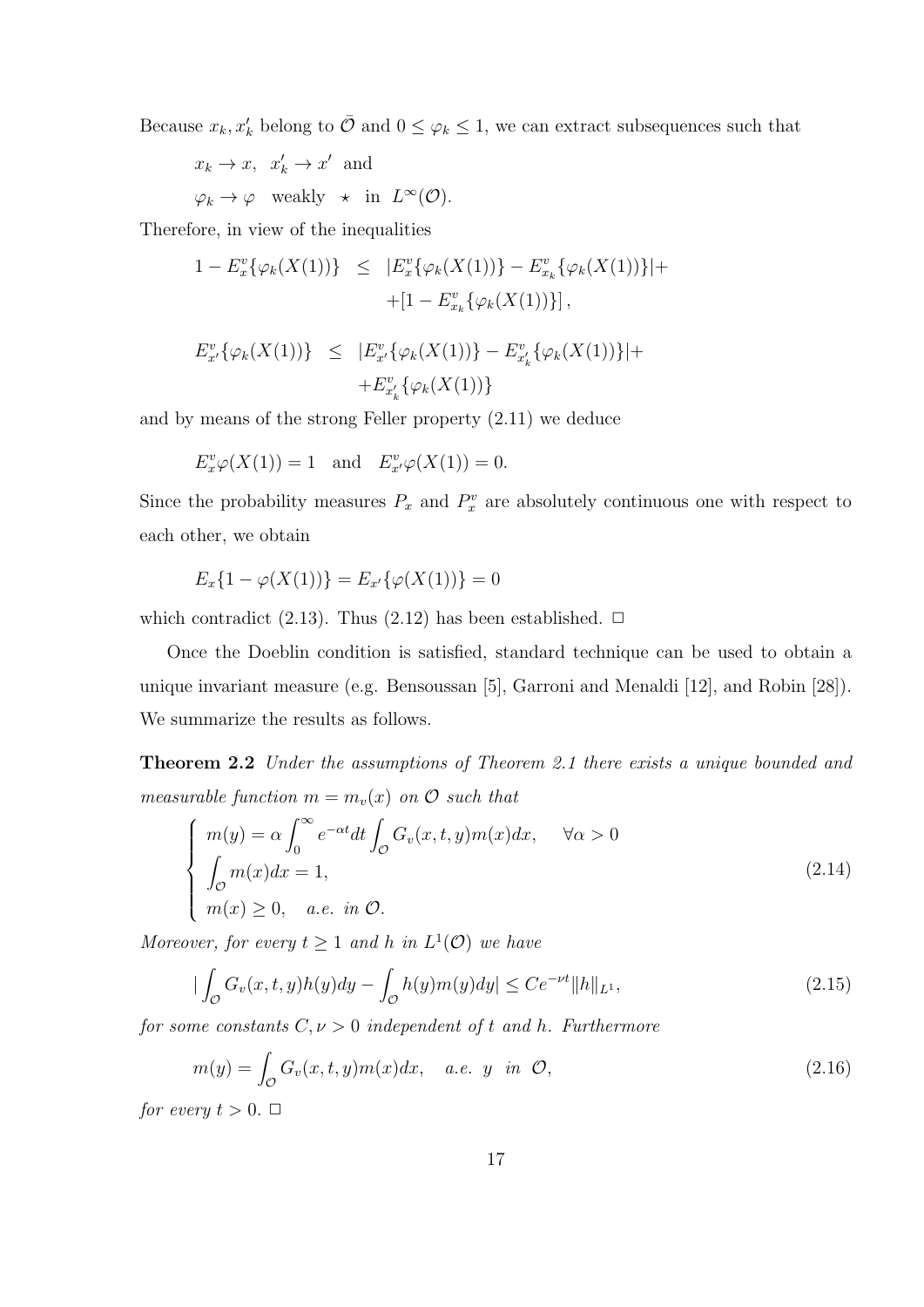Because $x_k, x'_k$ belong to $\bar{\mathcal{O}}$ and $0 \leq \varphi_k \leq 1$, we can extract subsequences such that

$$x_k \to x, \quad x'_k \to x' \quad \text{and}$$

$$\varphi_k \to \varphi \quad \text{weakly} \quad \star \quad \text{in} \quad L^\infty(\mathcal{O}).$$

Therefore, in view of the inequalities

$$\begin{aligned} 1 - E^v_x\{\varphi_k(X(1))\} &\leq |E^v_x\{\varphi_k(X(1))\} - E^v_{x_k}\{\varphi_k(X(1))\}| + \\ &\quad + [1 - E^v_{x_k}\{\varphi_k(X(1))\}], \end{aligned}$$

$$\begin{aligned} E^v_{x'}\{\varphi_k(X(1))\} &\leq |E^v_{x'}\{\varphi_k(X(1))\} - E^v_{x'_k}\{\varphi_k(X(1))\}| + \\ &\quad + E^v_{x'_k}\{\varphi_k(X(1))\} \end{aligned}$$

and by means of the strong Feller property (2.11) we deduce

$$E^v_x\varphi(X(1)) = 1 \quad \text{and} \quad E^v_{x'}\varphi(X(1)) = 0.$$

Since the probability measures $P_x$ and $P^v_x$ are absolutely continuous one with respect to each other, we obtain

$$E_x\{1 - \varphi(X(1))\} = E_{x'}\{\varphi(X(1))\} = 0$$

which contradict (2.13). Thus (2.12) has been established. $\square$

Once the Doeblin condition is satisfied, standard technique can be used to obtain a unique invariant measure (e.g. Bensoussan [5], Garroni and Menaldi [12], and Robin [28]). We summarize the results as follows.

**Theorem 2.2** *Under the assumptions of Theorem 2.1 there exists a unique bounded and measurable function $m = m_v(x)$ on $\mathcal{O}$ such that*

$$\begin{cases} m(y) = \alpha \displaystyle\int_0^\infty e^{-\alpha t} dt \int_{\mathcal{O}} G_v(x,t,y) m(x) dx, \quad \forall \alpha > 0 \\ \displaystyle\int_{\mathcal{O}} m(x) dx = 1, \\ m(x) \geq 0, \quad a.e. \ in \ \mathcal{O}. \end{cases} \tag{2.14}$$

*Moreover, for every $t \geq 1$ and $h$ in $L^1(\mathcal{O})$ we have*

$$|\int_{\mathcal{O}} G_v(x,t,y) h(y) dy - \int_{\mathcal{O}} h(y) m(y) dy| \leq C e^{-\nu t} \|h\|_{L^1}, \tag{2.15}$$

*for some constants $C, \nu > 0$ independent of $t$ and $h$. Furthermore*

$$m(y) = \int_{\mathcal{O}} G_v(x,t,y) m(x) dx, \quad a.e. \ y \ in \ \mathcal{O}, \tag{2.16}$$

*for every $t > 0$.* $\square$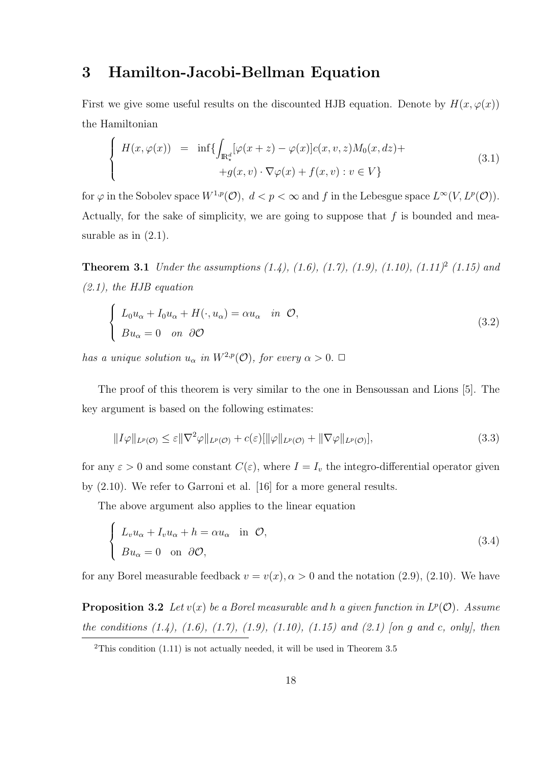# 3 Hamilton-Jacobi-Bellman Equation

First we give some useful results on the discounted HJB equation. Denote by $H(x, \varphi(x))$ the Hamiltonian

$$
\left\{
\begin{array}{rcl}
H(x, \varphi(x)) & = & \inf\{\int_{\mathbb{R}^d_\star} [\varphi(x+z) - \varphi(x)] c(x, v, z) M_0(x, dz) + \\
& & +g(x, v) \cdot \nabla \varphi(x) + f(x, v) : v \in V\}
\end{array}
\right.
\tag{3.1}
$$

for $\varphi$ in the Sobolev space $W^{1,p}(\mathcal{O})$, $d < p < \infty$ and $f$ in the Lebesgue space $L^\infty(V, L^p(\mathcal{O}))$. Actually, for the sake of simplicity, we are going to suppose that $f$ is bounded and measurable as in (2.1).

**Theorem 3.1** *Under the assumptions (1.4), (1.6), (1.7), (1.9), (1.10), (1.11)*[2] *(1.15) and (2.1), the HJB equation*

$$
\left\{
\begin{array}{l}
L_0 u_\alpha + I_0 u_\alpha + H(\cdot, u_\alpha) = \alpha u_\alpha \quad \text{in} \ \ \mathcal{O}, \\
B u_\alpha = 0 \quad \text{on} \ \ \partial\mathcal{O}
\end{array}
\right.
\tag{3.2}
$$

*has a unique solution $u_\alpha$ in $W^{2,p}(\mathcal{O})$, for every $\alpha > 0$.* □

The proof of this theorem is very similar to the one in Bensoussan and Lions [5]. The key argument is based on the following estimates:

$$
\|I\varphi\|_{L^p(\mathcal{O})} \leq \varepsilon \|\nabla^2 \varphi\|_{L^p(\mathcal{O})} + c(\varepsilon)[\|\varphi\|_{L^p(\mathcal{O})} + \|\nabla \varphi\|_{L^p(\mathcal{O})}],
\tag{3.3}
$$

for any $\varepsilon > 0$ and some constant $C(\varepsilon)$, where $I = I_v$ the integro-differential operator given by (2.10). We refer to Garroni et al. [16] for a more general results.

The above argument also applies to the linear equation

$$
\left\{
\begin{array}{l}
L_v u_\alpha + I_v u_\alpha + h = \alpha u_\alpha \quad \text{in} \ \ \mathcal{O}, \\
B u_\alpha = 0 \quad \text{on} \ \ \partial\mathcal{O},
\end{array}
\right.
\tag{3.4}
$$

for any Borel measurable feedback $v = v(x), \alpha > 0$ and the notation (2.9), (2.10). We have

**Proposition 3.2** *Let $v(x)$ be a Borel measurable and $h$ a given function in $L^p(\mathcal{O})$. Assume the conditions (1.4), (1.6), (1.7), (1.9), (1.10), (1.15) and (2.1) [on $g$ and $c$, only], then*

[2] This condition (1.11) is not actually needed, it will be used in Theorem 3.5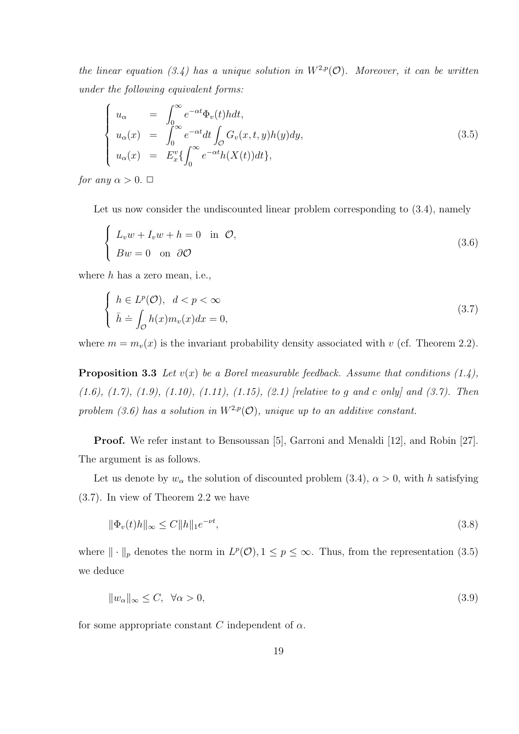*the linear equation (3.4) has a unique solution in $W^{2,p}(\mathcal{O})$. Moreover, it can be written under the following equivalent forms:*

$$
\begin{cases}
u_\alpha &= \displaystyle\int_0^\infty e^{-\alpha t}\Phi_v(t)h dt,\\
u_\alpha(x) &= \displaystyle\int_0^\infty e^{-\alpha t}dt\int_{\mathcal{O}} G_v(x,t,y)h(y)dy,\\
u_\alpha(x) &= E_x^v\{\displaystyle\int_0^\infty e^{-\alpha t}h(X(t))dt\},
\end{cases}
\tag{3.5}
$$

*for any $\alpha > 0$.* □

Let us now consider the undiscounted linear problem corresponding to (3.4), namely

$$
\begin{cases}
L_v w + I_v w + h = 0 \quad \text{in} \ \ \mathcal{O},\\
Bw = 0 \quad \text{on} \ \ \partial\mathcal{O}
\end{cases}
\tag{3.6}
$$

where $h$ has a zero mean, i.e.,

$$
\begin{cases}
h \in L^p(\mathcal{O}), \quad d < p < \infty\\
\bar{h} \doteq \displaystyle\int_{\mathcal{O}} h(x)m_v(x)dx = 0,
\end{cases}
\tag{3.7}
$$

where $m = m_v(x)$ is the invariant probability density associated with $v$ (cf. Theorem 2.2).

**Proposition 3.3** *Let $v(x)$ be a Borel measurable feedback. Assume that conditions (1.4), (1.6), (1.7), (1.9), (1.10), (1.11), (1.15), (2.1) [relative to $g$ and $c$ only] and (3.7). Then problem (3.6) has a solution in $W^{2,p}(\mathcal{O})$, unique up to an additive constant.*

**Proof.** We refer instant to Bensoussan [5], Garroni and Menaldi [12], and Robin [27]. The argument is as follows.

Let us denote by $w_\alpha$ the solution of discounted problem (3.4), $\alpha > 0$, with $h$ satisfying (3.7). In view of Theorem 2.2 we have

$$
\|\Phi_v(t)h\|_\infty \leq C\|h\|_1 e^{-\nu t},
\tag{3.8}
$$

where $\|\cdot\|_p$ denotes the norm in $L^p(\mathcal{O}), 1 \leq p \leq \infty$. Thus, from the representation (3.5) we deduce

$$
\|w_\alpha\|_\infty \leq C, \quad \forall \alpha > 0,
\tag{3.9}
$$

for some appropriate constant $C$ independent of $\alpha$.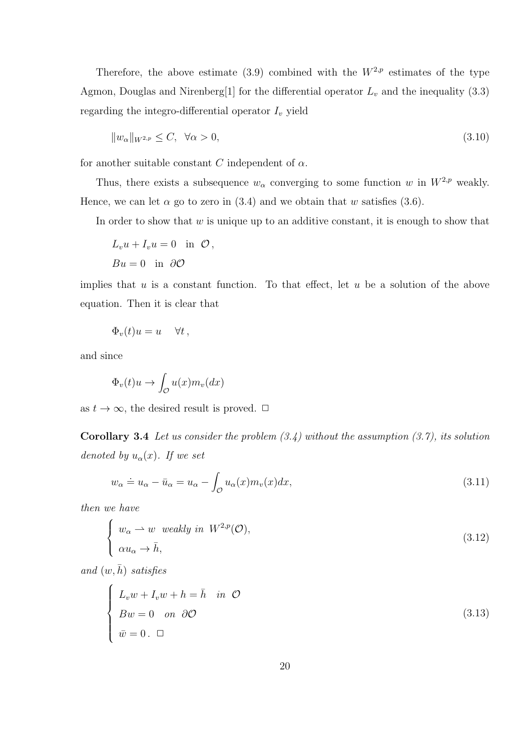Therefore, the above estimate (3.9) combined with the $W^{2,p}$ estimates of the type Agmon, Douglas and Nirenberg[1] for the differential operator $L_v$ and the inequality (3.3) regarding the integro-differential operator $I_v$ yield

$$\|w_\alpha\|_{W^{2,p}} \leq C, \quad \forall \alpha > 0, \tag{3.10}$$

for another suitable constant $C$ independent of $\alpha$.

Thus, there exists a subsequence $w_\alpha$ converging to some function $w$ in $W^{2,p}$ weakly. Hence, we can let $\alpha$ go to zero in (3.4) and we obtain that $w$ satisfies (3.6).

In order to show that $w$ is unique up to an additive constant, it is enough to show that

$$L_v u + I_v u = 0 \quad \text{in } \mathcal{O}\,,$$
$$Bu = 0 \quad \text{in } \partial\mathcal{O}$$

implies that $u$ is a constant function. To that effect, let $u$ be a solution of the above equation. Then it is clear that

$$\Phi_v(t) u = u \quad \forall t\,,$$

and since

$$\Phi_v(t) u \to \int_{\mathcal{O}} u(x) m_v(dx)$$

as $t \to \infty$, the desired result is proved. □

**Corollary 3.4** *Let us consider the problem (3.4) without the assumption (3.7), its solution denoted by $u_\alpha(x)$. If we set*

$$w_\alpha \doteq u_\alpha - \bar{u}_\alpha = u_\alpha - \int_{\mathcal{O}} u_\alpha(x) m_v(x) dx, \tag{3.11}$$

*then we have*

$$\begin{cases} w_\alpha \rightharpoonup w \ \text{ weakly in } W^{2,p}(\mathcal{O}), \\ \alpha u_\alpha \to \bar{h}, \end{cases} \tag{3.12}$$

*and $(w, \bar{h})$ satisfies*

$$\begin{cases} L_v w + I_v w + h = \bar{h} \quad \text{in } \mathcal{O} \\ Bw = 0 \quad \text{on } \partial\mathcal{O} \\ \bar{w} = 0\,. \ \square \end{cases} \tag{3.13}$$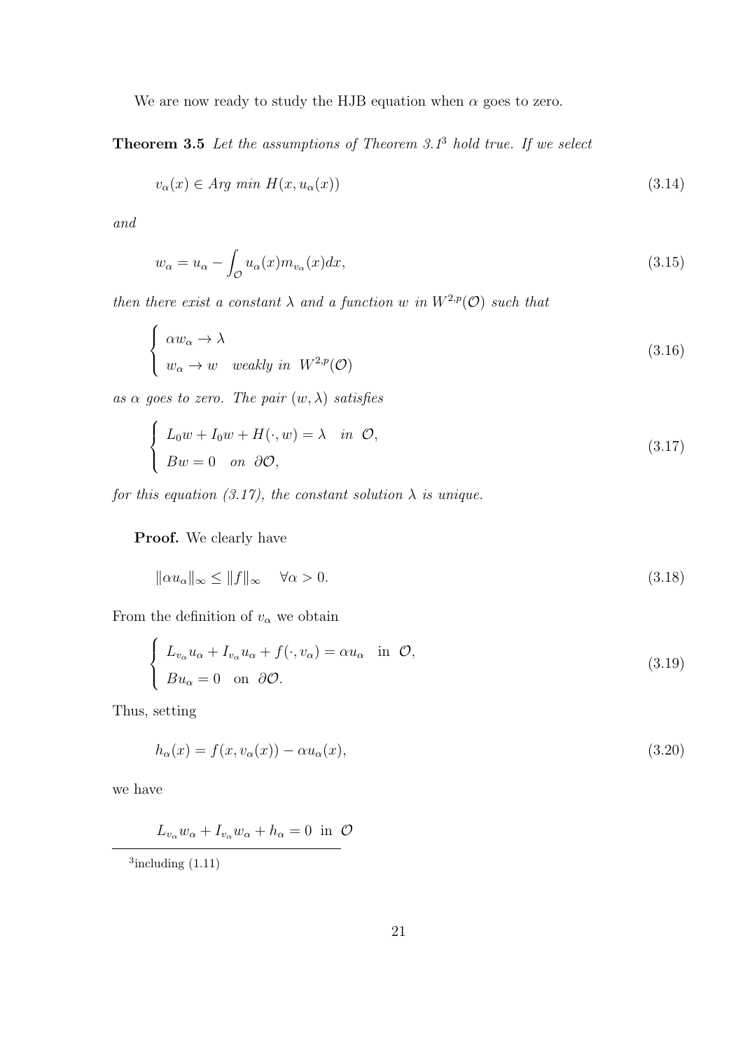We are now ready to study the HJB equation when $\alpha$ goes to zero.

**Theorem 3.5** *Let the assumptions of Theorem 3.1*[3] *hold true. If we select*

$$v_\alpha(x) \in \text{Arg min } H(x, u_\alpha(x)) \tag{3.14}$$

*and*

$$w_\alpha = u_\alpha - \int_{\mathcal{O}} u_\alpha(x) m_{v_\alpha}(x) dx, \tag{3.15}$$

*then there exist a constant $\lambda$ and a function $w$ in $W^{2,p}(\mathcal{O})$ such that*

$$\begin{cases} \alpha w_\alpha \to \lambda \\ w_\alpha \to w \quad \text{weakly in } \; W^{2,p}(\mathcal{O}) \end{cases} \tag{3.16}$$

*as $\alpha$ goes to zero. The pair $(w, \lambda)$ satisfies*

$$\begin{cases} L_0 w + I_0 w + H(\cdot, w) = \lambda \quad \text{in } \; \mathcal{O}, \\ Bw = 0 \quad \text{on } \; \partial\mathcal{O}, \end{cases} \tag{3.17}$$

*for this equation (3.17), the constant solution $\lambda$ is unique.*

**Proof.** We clearly have

$$\|\alpha u_\alpha\|_\infty \leq \|f\|_\infty \quad \forall \alpha > 0. \tag{3.18}$$

From the definition of $v_\alpha$ we obtain

$$\begin{cases} L_{v_\alpha} u_\alpha + I_{v_\alpha} u_\alpha + f(\cdot, v_\alpha) = \alpha u_\alpha \quad \text{in } \; \mathcal{O}, \\ B u_\alpha = 0 \quad \text{on } \; \partial\mathcal{O}. \end{cases} \tag{3.19}$$

Thus, setting

$$h_\alpha(x) = f(x, v_\alpha(x)) - \alpha u_\alpha(x), \tag{3.20}$$

we have

$$L_{v_\alpha} w_\alpha + I_{v_\alpha} w_\alpha + h_\alpha = 0 \; \text{ in } \; \mathcal{O}$$

[3] including (1.11)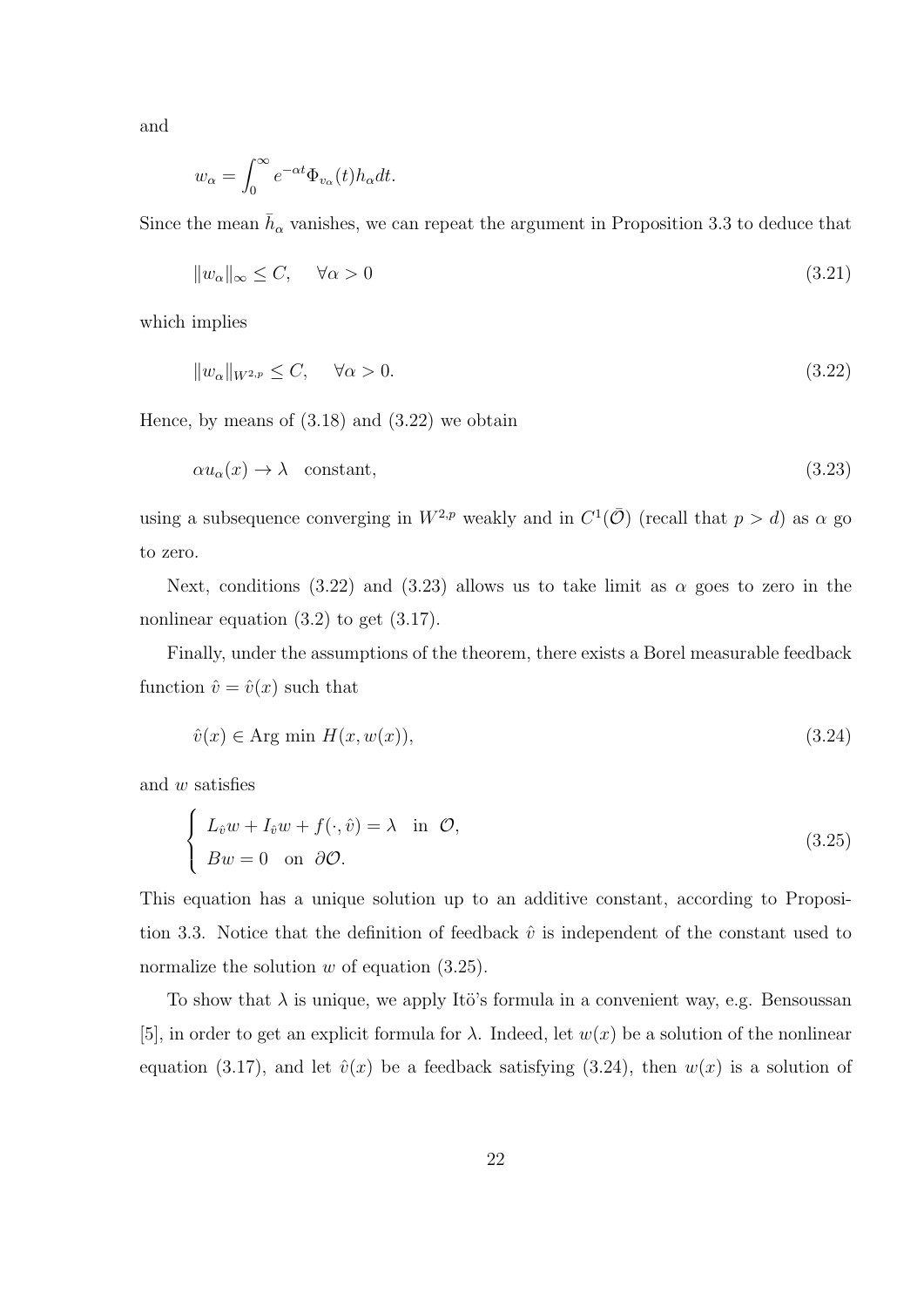and

$$w_\alpha = \int_0^\infty e^{-\alpha t} \Phi_{v_\alpha}(t) h_\alpha dt.$$

Since the mean $\bar{h}_\alpha$ vanishes, we can repeat the argument in Proposition 3.3 to deduce that

$$\|w_\alpha\|_\infty \le C, \quad \forall \alpha > 0 \tag{3.21}$$

which implies

$$\|w_\alpha\|_{W^{2,p}} \le C, \quad \forall \alpha > 0. \tag{3.22}$$

Hence, by means of (3.18) and (3.22) we obtain

$$\alpha u_\alpha(x) \to \lambda \quad \text{constant}, \tag{3.23}$$

using a subsequence converging in $W^{2,p}$ weakly and in $C^1(\bar{\mathcal{O}})$ (recall that $p > d$) as $\alpha$ go to zero.

Next, conditions (3.22) and (3.23) allows us to take limit as $\alpha$ goes to zero in the nonlinear equation (3.2) to get (3.17).

Finally, under the assumptions of the theorem, there exists a Borel measurable feedback function $\hat{v} = \hat{v}(x)$ such that

$$\hat{v}(x) \in \text{Arg min } H(x, w(x)), \tag{3.24}$$

and $w$ satisfies

$$\begin{cases} L_{\hat{v}} w + I_{\hat{v}} w + f(\cdot, \hat{v}) = \lambda \quad \text{in } \mathcal{O}, \\ Bw = 0 \quad \text{on } \partial\mathcal{O}. \end{cases} \tag{3.25}$$

This equation has a unique solution up to an additive constant, according to Proposition 3.3. Notice that the definition of feedback $\hat{v}$ is independent of the constant used to normalize the solution $w$ of equation (3.25).

To show that $\lambda$ is unique, we apply Itö's formula in a convenient way, e.g. Bensoussan [5], in order to get an explicit formula for $\lambda$. Indeed, let $w(x)$ be a solution of the nonlinear equation (3.17), and let $\hat{v}(x)$ be a feedback satisfying (3.24), then $w(x)$ is a solution of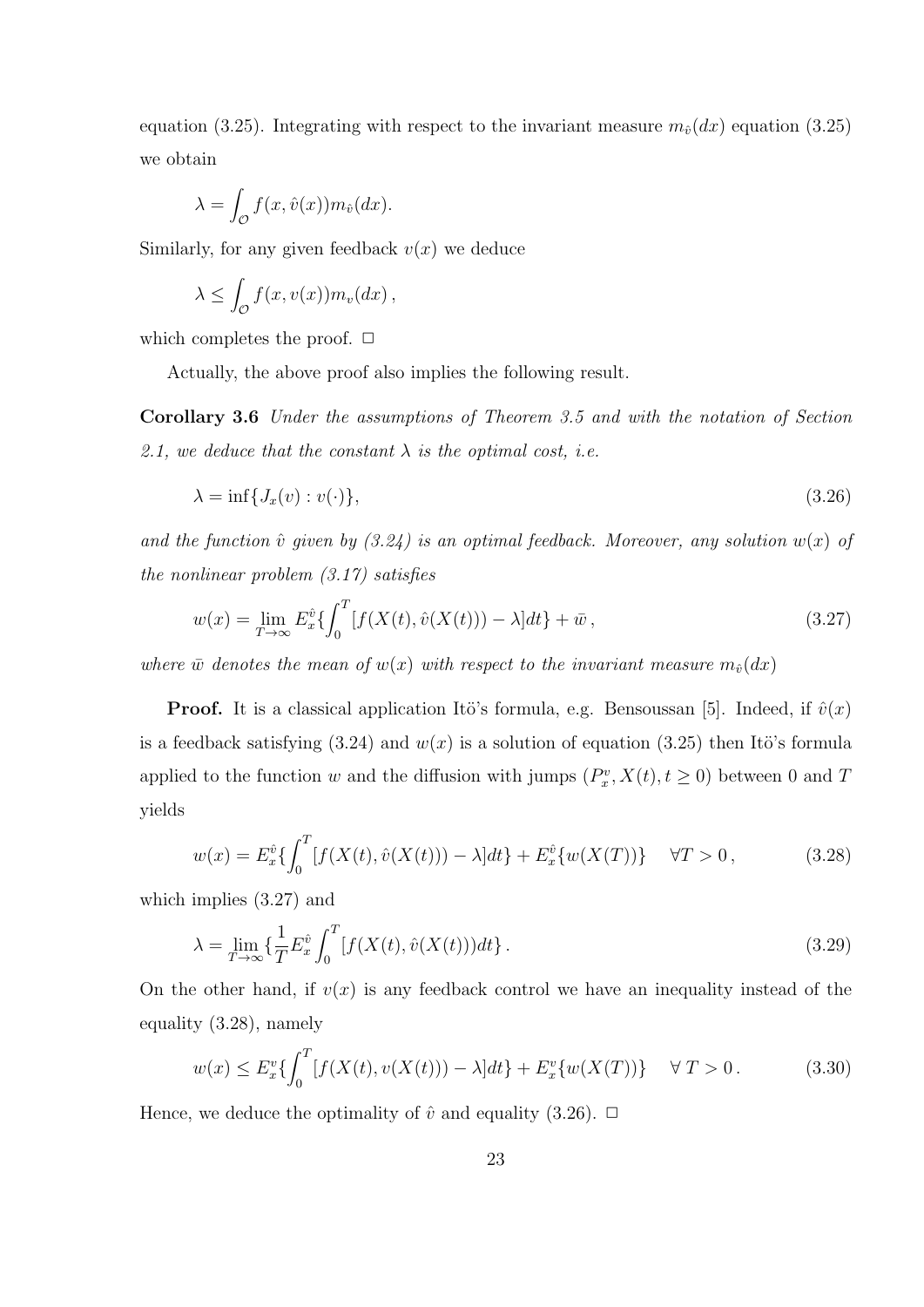equation (3.25). Integrating with respect to the invariant measure $m_{\hat{v}}(dx)$ equation (3.25) we obtain

$$\lambda = \int_{\mathcal{O}} f(x, \hat{v}(x)) m_{\hat{v}}(dx).$$

Similarly, for any given feedback $v(x)$ we deduce

$$\lambda \leq \int_{\mathcal{O}} f(x, v(x)) m_v(dx) ,$$

which completes the proof. $\Box$

Actually, the above proof also implies the following result.

**Corollary 3.6** *Under the assumptions of Theorem 3.5 and with the notation of Section 2.1, we deduce that the constant $\lambda$ is the optimal cost, i.e.*

$$\lambda = \inf\{J_x(v) : v(\cdot)\}, \tag{3.26}$$

*and the function $\hat{v}$ given by (3.24) is an optimal feedback. Moreover, any solution $w(x)$ of the nonlinear problem (3.17) satisfies*

$$w(x) = \lim_{T\to\infty} E_x^{\hat{v}}\{\int_0^T [f(X(t), \hat{v}(X(t))) - \lambda] dt\} + \bar{w} , \tag{3.27}$$

*where $\bar{w}$ denotes the mean of $w(x)$ with respect to the invariant measure $m_{\hat{v}}(dx)$*

**Proof.** It is a classical application Itö's formula, e.g. Bensoussan [5]. Indeed, if $\hat{v}(x)$ is a feedback satisfying (3.24) and $w(x)$ is a solution of equation (3.25) then Itö's formula applied to the function $w$ and the diffusion with jumps $(P_x^v, X(t), t \geq 0)$ between 0 and $T$ yields

$$w(x) = E_x^{\hat{v}}\{\int_0^T [f(X(t), \hat{v}(X(t))) - \lambda] dt\} + E_x^{\hat{v}}\{w(X(T))\} \quad \forall T > 0 , \tag{3.28}$$

which implies (3.27) and

$$\lambda = \lim_{T\to\infty}\{\frac{1}{T} E_x^{\hat{v}} \int_0^T [f(X(t), \hat{v}(X(t))) dt\} . \tag{3.29}$$

On the other hand, if $v(x)$ is any feedback control we have an inequality instead of the equality (3.28), namely

$$w(x) \leq E_x^v\{\int_0^T [f(X(t), v(X(t))) - \lambda] dt\} + E_x^v\{w(X(T))\} \quad \forall\, T > 0 . \tag{3.30}$$

Hence, we deduce the optimality of $\hat{v}$ and equality (3.26). $\Box$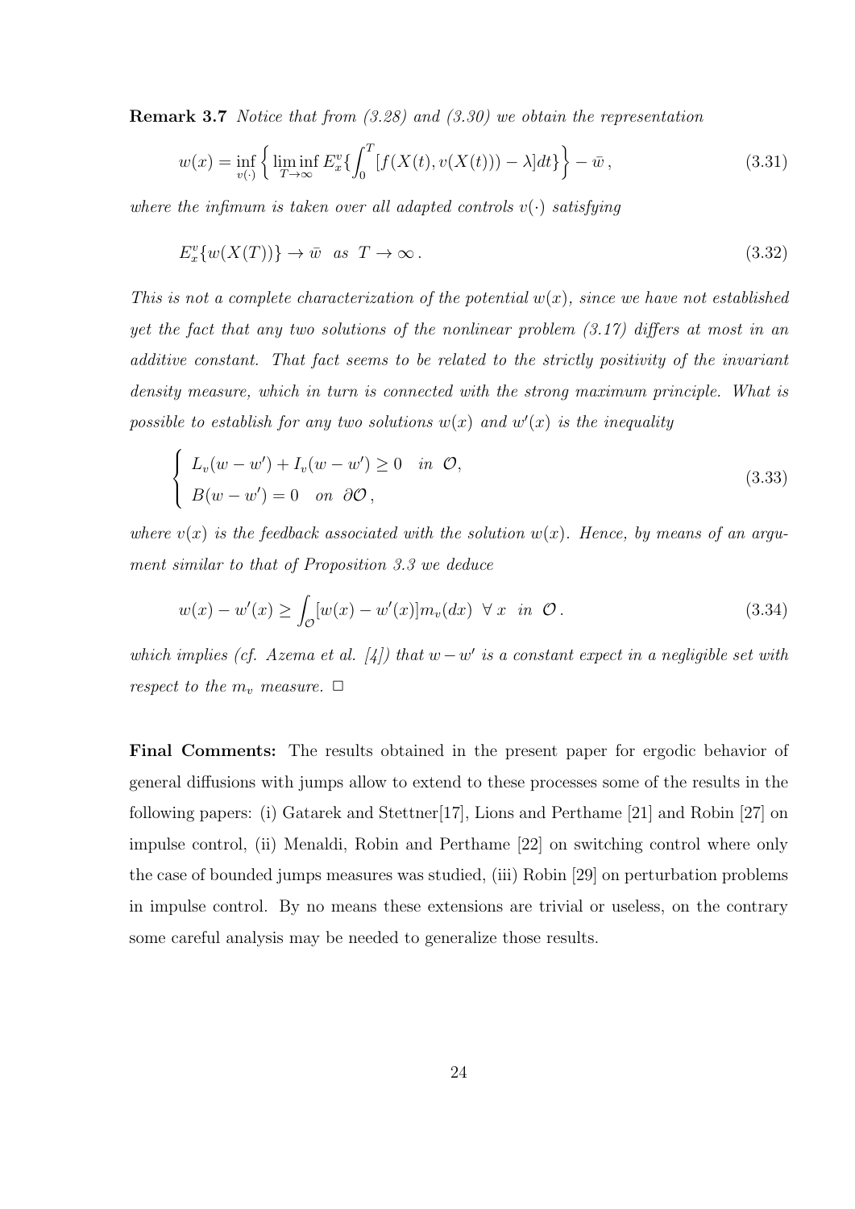**Remark 3.7** *Notice that from (3.28) and (3.30) we obtain the representation*

$$w(x) = \inf_{v(\cdot)} \left\{ \liminf_{T \to \infty} E_x^v \{ \int_0^T [f(X(t), v(X(t))) - \lambda] dt \} \right\} - \bar{w} \,, \tag{3.31}$$

*where the infimum is taken over all adapted controls $v(\cdot)$ satisfying*

$$E_x^v \{ w(X(T)) \} \to \bar{w} \quad as \quad T \to \infty \,. \tag{3.32}$$

*This is not a complete characterization of the potential $w(x)$, since we have not established yet the fact that any two solutions of the nonlinear problem (3.17) differs at most in an additive constant. That fact seems to be related to the strictly positivity of the invariant density measure, which in turn is connected with the strong maximum principle. What is possible to establish for any two solutions $w(x)$ and $w'(x)$ is the inequality*

$$\begin{cases} L_v(w - w') + I_v(w - w') \geq 0 \quad in \;\; \mathcal{O}, \\ B(w - w') = 0 \quad on \;\; \partial\mathcal{O} \,, \end{cases} \tag{3.33}$$

*where $v(x)$ is the feedback associated with the solution $w(x)$. Hence, by means of an argument similar to that of Proposition 3.3 we deduce*

$$w(x) - w'(x) \geq \int_{\mathcal{O}} [w(x) - w'(x)] m_v(dx) \;\; \forall \, x \;\; in \;\; \mathcal{O} \,. \tag{3.34}$$

*which implies (cf. Azema et al. [4]) that $w - w'$ is a constant expect in a negligible set with respect to the $m_v$ measure.* $\square$

**Final Comments:** The results obtained in the present paper for ergodic behavior of general diffusions with jumps allow to extend to these processes some of the results in the following papers: (i) Gatarek and Stettner[17], Lions and Perthame [21] and Robin [27] on impulse control, (ii) Menaldi, Robin and Perthame [22] on switching control where only the case of bounded jumps measures was studied, (iii) Robin [29] on perturbation problems in impulse control. By no means these extensions are trivial or useless, on the contrary some careful analysis may be needed to generalize those results.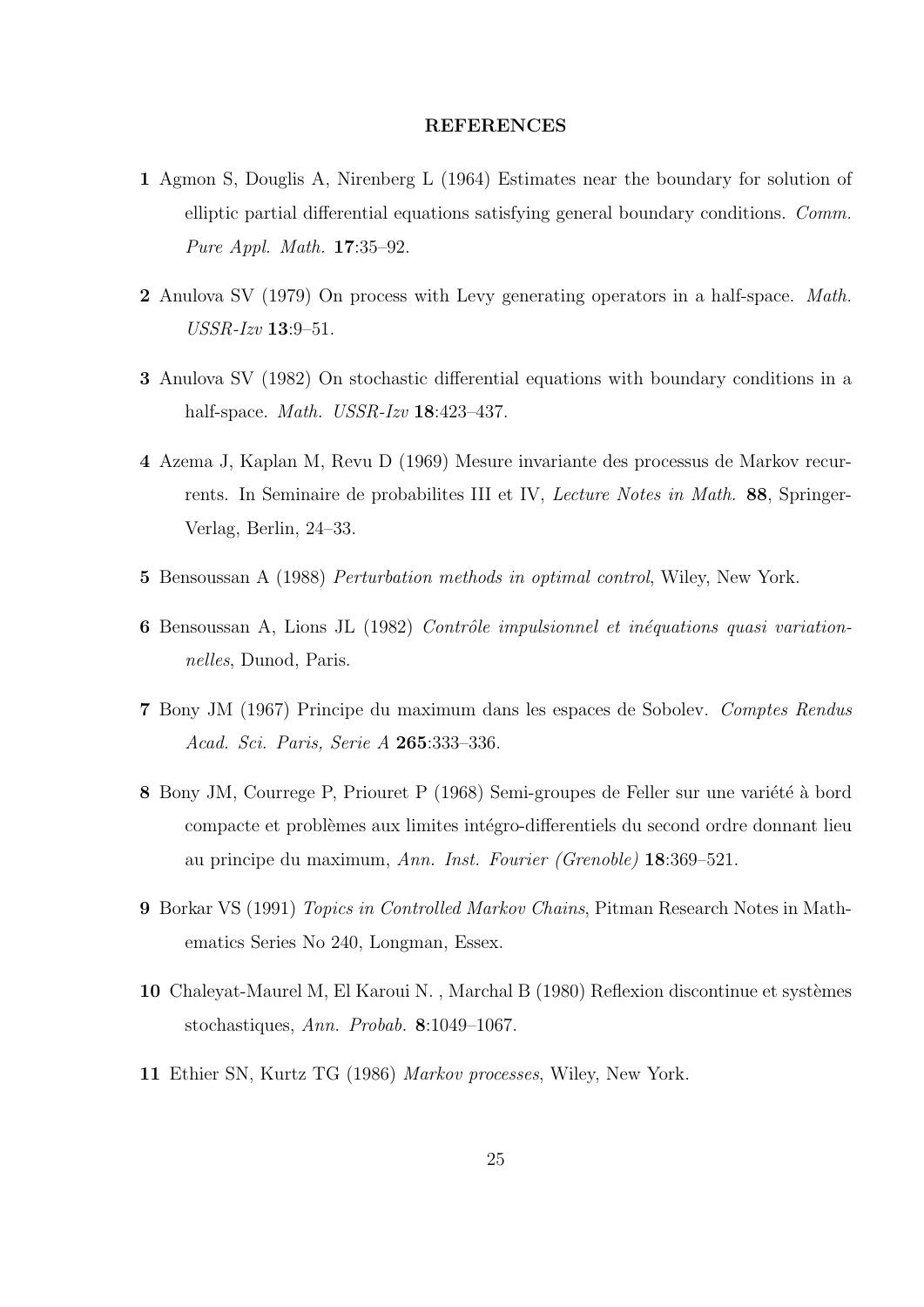## REFERENCES

**1** Agmon S, Douglis A, Nirenberg L (1964) Estimates near the boundary for solution of elliptic partial differential equations satisfying general boundary conditions. *Comm. Pure Appl. Math.* **17**:35–92.

**2** Anulova SV (1979) On process with Levy generating operators in a half-space. *Math. USSR-Izv* **13**:9–51.

**3** Anulova SV (1982) On stochastic differential equations with boundary conditions in a half-space. *Math. USSR-Izv* **18**:423–437.

**4** Azema J, Kaplan M, Revu D (1969) Mesure invariante des processus de Markov recurrents. In Seminaire de probabilites III et IV, *Lecture Notes in Math.* **88**, Springer-Verlag, Berlin, 24–33.

**5** Bensoussan A (1988) *Perturbation methods in optimal control*, Wiley, New York.

**6** Bensoussan A, Lions JL (1982) *Contrôle impulsionnel et inéquations quasi variationnelles*, Dunod, Paris.

**7** Bony JM (1967) Principe du maximum dans les espaces de Sobolev. *Comptes Rendus Acad. Sci. Paris, Serie A* **265**:333–336.

**8** Bony JM, Courrege P, Priouret P (1968) Semi-groupes de Feller sur une variété à bord compacte et problèmes aux limites intégro-differentiels du second ordre donnant lieu au principe du maximum, *Ann. Inst. Fourier (Grenoble)* **18**:369–521.

**9** Borkar VS (1991) *Topics in Controlled Markov Chains*, Pitman Research Notes in Mathematics Series No 240, Longman, Essex.

**10** Chaleyat-Maurel M, El Karoui N. , Marchal B (1980) Reflexion discontinue et systèmes stochastiques, *Ann. Probab.* **8**:1049–1067.

**11** Ethier SN, Kurtz TG (1986) *Markov processes*, Wiley, New York.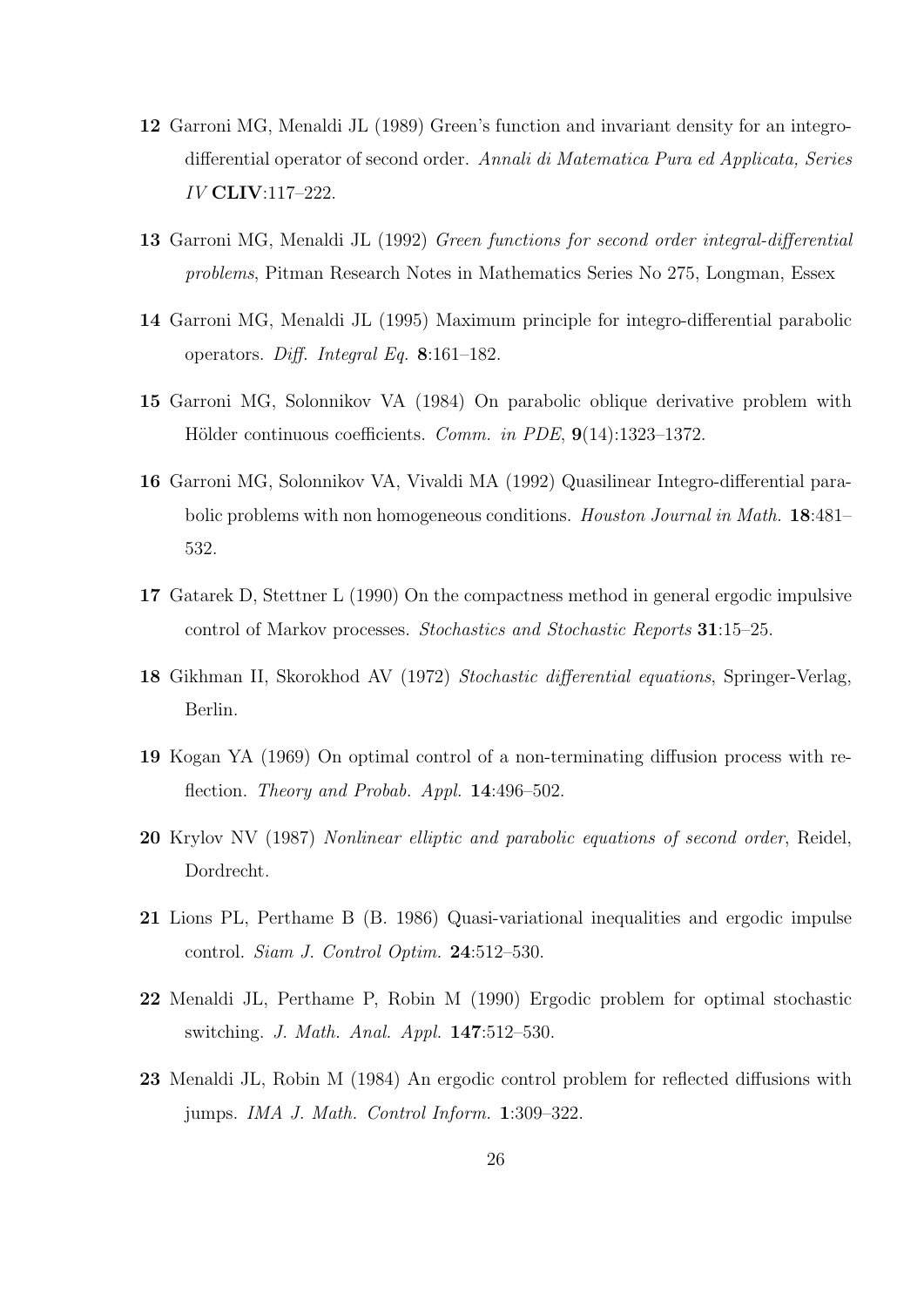**12** Garroni MG, Menaldi JL (1989) Green's function and invariant density for an integro-differential operator of second order. *Annali di Matematica Pura ed Applicata, Series IV* **CLIV**:117–222.

**13** Garroni MG, Menaldi JL (1992) *Green functions for second order integral-differential problems*, Pitman Research Notes in Mathematics Series No 275, Longman, Essex

**14** Garroni MG, Menaldi JL (1995) Maximum principle for integro-differential parabolic operators. *Diff. Integral Eq.* **8**:161–182.

**15** Garroni MG, Solonnikov VA (1984) On parabolic oblique derivative problem with Hölder continuous coefficients. *Comm. in PDE*, **9**(14):1323–1372.

**16** Garroni MG, Solonnikov VA, Vivaldi MA (1992) Quasilinear Integro-differential parabolic problems with non homogeneous conditions. *Houston Journal in Math.* **18**:481–532.

**17** Gatarek D, Stettner L (1990) On the compactness method in general ergodic impulsive control of Markov processes. *Stochastics and Stochastic Reports* **31**:15–25.

**18** Gikhman II, Skorokhod AV (1972) *Stochastic differential equations*, Springer-Verlag, Berlin.

**19** Kogan YA (1969) On optimal control of a non-terminating diffusion process with reflection. *Theory and Probab. Appl.* **14**:496–502.

**20** Krylov NV (1987) *Nonlinear elliptic and parabolic equations of second order*, Reidel, Dordrecht.

**21** Lions PL, Perthame B (B. 1986) Quasi-variational inequalities and ergodic impulse control. *Siam J. Control Optim.* **24**:512–530.

**22** Menaldi JL, Perthame P, Robin M (1990) Ergodic problem for optimal stochastic switching. *J. Math. Anal. Appl.* **147**:512–530.

**23** Menaldi JL, Robin M (1984) An ergodic control problem for reflected diffusions with jumps. *IMA J. Math. Control Inform.* **1**:309–322.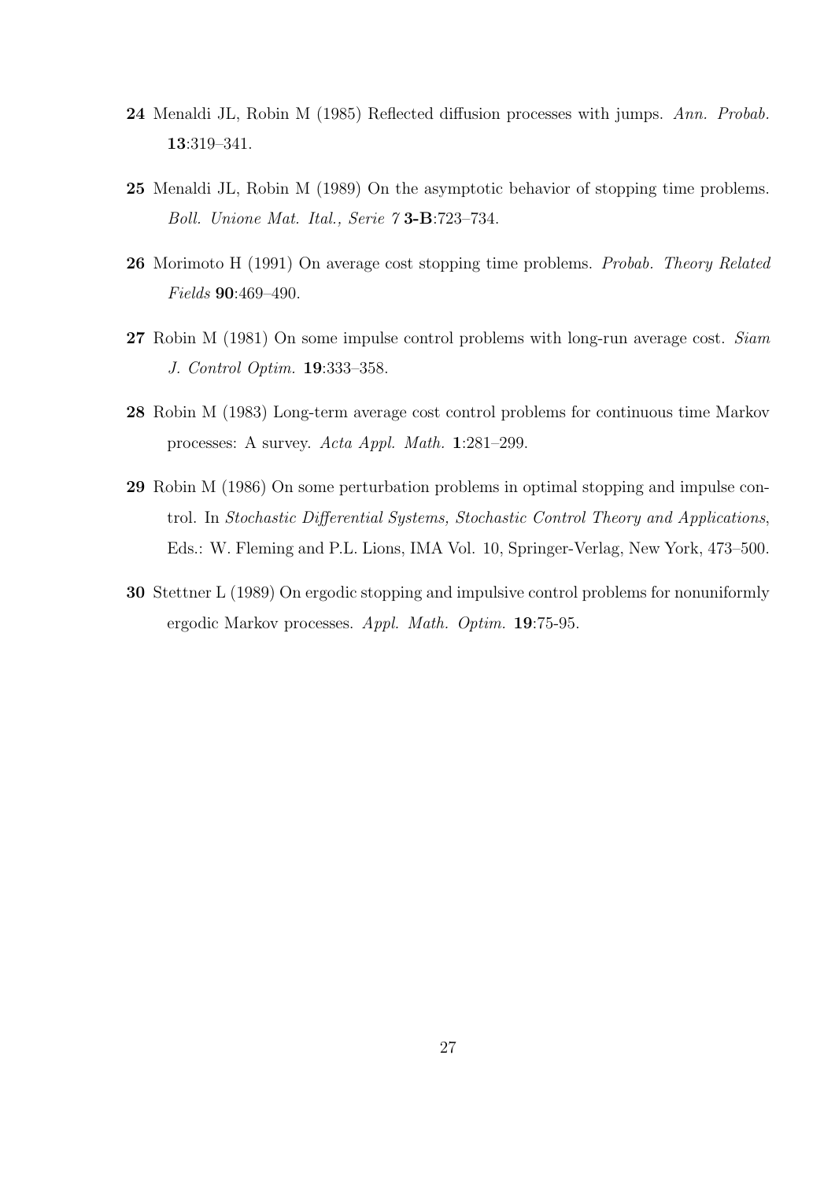**24** Menaldi JL, Robin M (1985) Reflected diffusion processes with jumps. *Ann. Probab.* **13**:319–341.

**25** Menaldi JL, Robin M (1989) On the asymptotic behavior of stopping time problems. *Boll. Unione Mat. Ital., Serie 7* **3-B**:723–734.

**26** Morimoto H (1991) On average cost stopping time problems. *Probab. Theory Related Fields* **90**:469–490.

**27** Robin M (1981) On some impulse control problems with long-run average cost. *Siam J. Control Optim.* **19**:333–358.

**28** Robin M (1983) Long-term average cost control problems for continuous time Markov processes: A survey. *Acta Appl. Math.* **1**:281–299.

**29** Robin M (1986) On some perturbation problems in optimal stopping and impulse control. In *Stochastic Differential Systems, Stochastic Control Theory and Applications*, Eds.: W. Fleming and P.L. Lions, IMA Vol. 10, Springer-Verlag, New York, 473–500.

**30** Stettner L (1989) On ergodic stopping and impulsive control problems for nonuniformly ergodic Markov processes. *Appl. Math. Optim.* **19**:75-95.